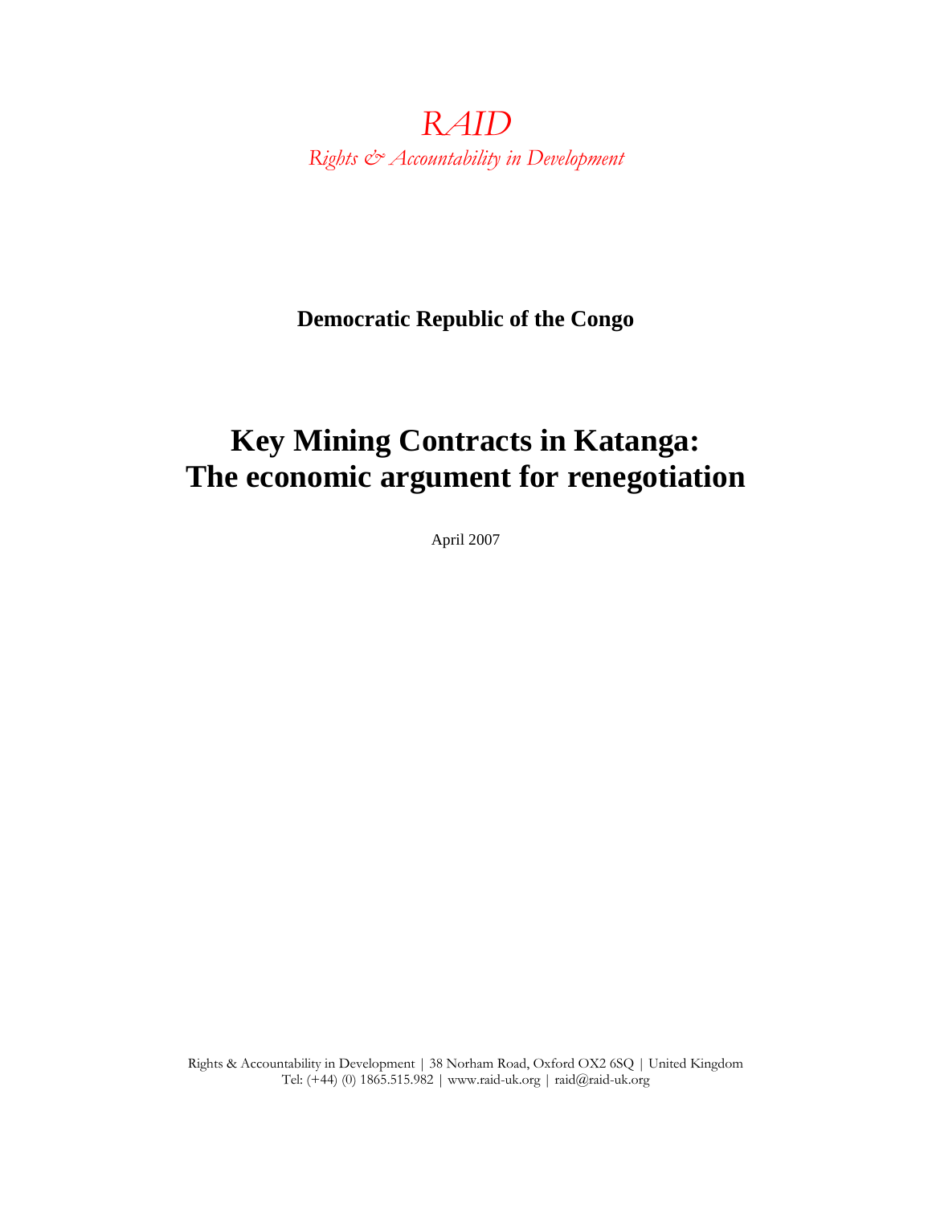*RAID*

*Rights & Accountability in Development*

**Democratic Republic of the Congo**

# Key Mining Contracts in Katanga: The economic argument for renegotiation

April 2007

Rights & Accountability in Development | 38 Norham Road, Oxford OX2 6SQ | United Kingdom
Tel: (+44) (0) 1865.515.982 | www.raid-uk.org | raid@raid-uk.org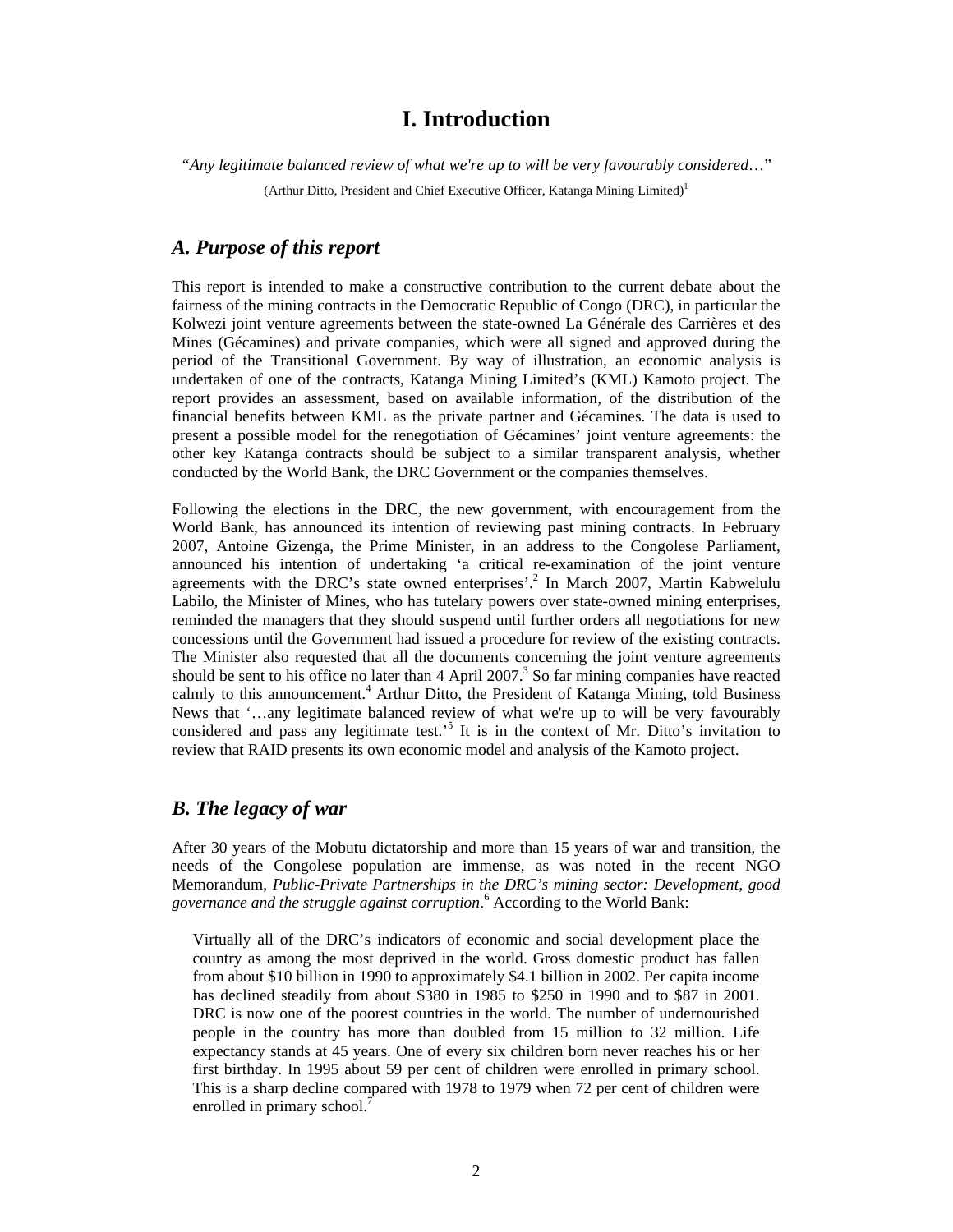# I. Introduction

*"Any legitimate balanced review of what we're up to will be very favourably considered…"*

(Arthur Ditto, President and Chief Executive Officer, Katanga Mining Limited)[1]

## *A. Purpose of this report*

This report is intended to make a constructive contribution to the current debate about the fairness of the mining contracts in the Democratic Republic of Congo (DRC), in particular the Kolwezi joint venture agreements between the state-owned La Générale des Carrières et des Mines (Gécamines) and private companies, which were all signed and approved during the period of the Transitional Government. By way of illustration, an economic analysis is undertaken of one of the contracts, Katanga Mining Limited's (KML) Kamoto project. The report provides an assessment, based on available information, of the distribution of the financial benefits between KML as the private partner and Gécamines. The data is used to present a possible model for the renegotiation of Gécamines' joint venture agreements: the other key Katanga contracts should be subject to a similar transparent analysis, whether conducted by the World Bank, the DRC Government or the companies themselves.

Following the elections in the DRC, the new government, with encouragement from the World Bank, has announced its intention of reviewing past mining contracts. In February 2007, Antoine Gizenga, the Prime Minister, in an address to the Congolese Parliament, announced his intention of undertaking 'a critical re-examination of the joint venture agreements with the DRC's state owned enterprises'.[2] In March 2007, Martin Kabwelulu Labilo, the Minister of Mines, who has tutelary powers over state-owned mining enterprises, reminded the managers that they should suspend until further orders all negotiations for new concessions until the Government had issued a procedure for review of the existing contracts. The Minister also requested that all the documents concerning the joint venture agreements should be sent to his office no later than 4 April 2007.[3] So far mining companies have reacted calmly to this announcement.[4] Arthur Ditto, the President of Katanga Mining, told Business News that '…any legitimate balanced review of what we're up to will be very favourably considered and pass any legitimate test.'[5] It is in the context of Mr. Ditto's invitation to review that RAID presents its own economic model and analysis of the Kamoto project.

## *B. The legacy of war*

After 30 years of the Mobutu dictatorship and more than 15 years of war and transition, the needs of the Congolese population are immense, as was noted in the recent NGO Memorandum, *Public-Private Partnerships in the DRC's mining sector: Development, good governance and the struggle against corruption*.[6] According to the World Bank:

> Virtually all of the DRC's indicators of economic and social development place the country as among the most deprived in the world. Gross domestic product has fallen from about \$10 billion in 1990 to approximately \$4.1 billion in 2002. Per capita income has declined steadily from about \$380 in 1985 to \$250 in 1990 and to \$87 in 2001. DRC is now one of the poorest countries in the world. The number of undernourished people in the country has more than doubled from 15 million to 32 million. Life expectancy stands at 45 years. One of every six children born never reaches his or her first birthday. In 1995 about 59 per cent of children were enrolled in primary school. This is a sharp decline compared with 1978 to 1979 when 72 per cent of children were enrolled in primary school.[7]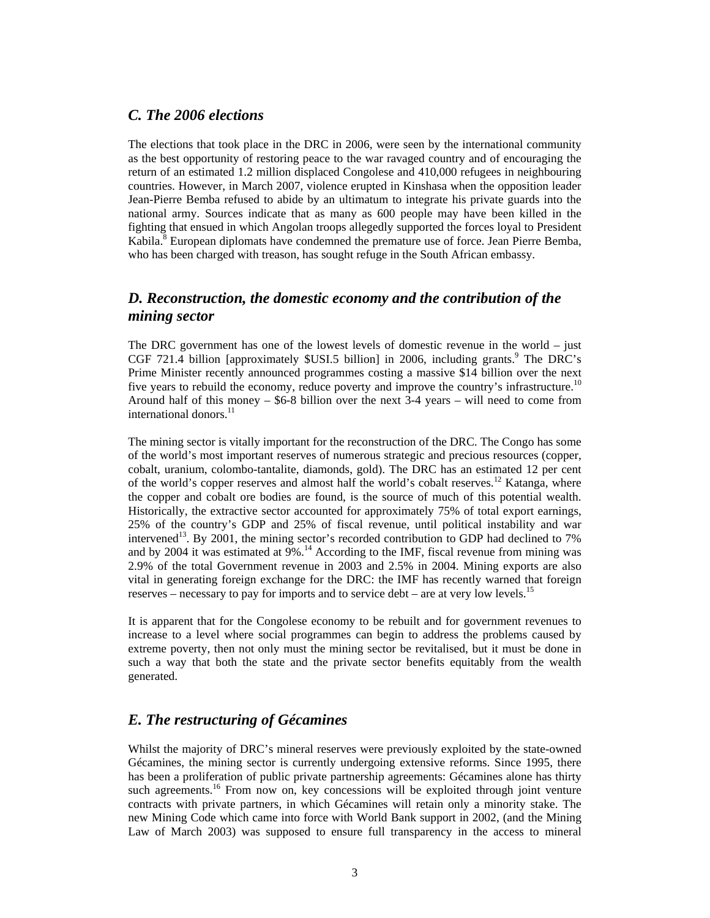## *C. The 2006 elections*

The elections that took place in the DRC in 2006, were seen by the international community as the best opportunity of restoring peace to the war ravaged country and of encouraging the return of an estimated 1.2 million displaced Congolese and 410,000 refugees in neighbouring countries. However, in March 2007, violence erupted in Kinshasa when the opposition leader Jean-Pierre Bemba refused to abide by an ultimatum to integrate his private guards into the national army. Sources indicate that as many as 600 people may have been killed in the fighting that ensued in which Angolan troops allegedly supported the forces loyal to President Kabila.[8] European diplomats have condemned the premature use of force. Jean Pierre Bemba, who has been charged with treason, has sought refuge in the South African embassy.

## *D. Reconstruction, the domestic economy and the contribution of the mining sector*

The DRC government has one of the lowest levels of domestic revenue in the world – just CGF 721.4 billion [approximately $USI.5 billion] in 2006, including grants.[9] The DRC's Prime Minister recently announced programmes costing a massive $14 billion over the next five years to rebuild the economy, reduce poverty and improve the country's infrastructure.[10] Around half of this money – $6-8 billion over the next 3-4 years – will need to come from international donors.[11]

The mining sector is vitally important for the reconstruction of the DRC. The Congo has some of the world's most important reserves of numerous strategic and precious resources (copper, cobalt, uranium, colombo-tantalite, diamonds, gold). The DRC has an estimated 12 per cent of the world's copper reserves and almost half the world's cobalt reserves.[12] Katanga, where the copper and cobalt ore bodies are found, is the source of much of this potential wealth. Historically, the extractive sector accounted for approximately 75% of total export earnings, 25% of the country's GDP and 25% of fiscal revenue, until political instability and war intervened[13]. By 2001, the mining sector's recorded contribution to GDP had declined to 7% and by 2004 it was estimated at 9%.[14] According to the IMF, fiscal revenue from mining was 2.9% of the total Government revenue in 2003 and 2.5% in 2004. Mining exports are also vital in generating foreign exchange for the DRC: the IMF has recently warned that foreign reserves – necessary to pay for imports and to service debt – are at very low levels.[15]

It is apparent that for the Congolese economy to be rebuilt and for government revenues to increase to a level where social programmes can begin to address the problems caused by extreme poverty, then not only must the mining sector be revitalised, but it must be done in such a way that both the state and the private sector benefits equitably from the wealth generated.

## *E. The restructuring of Gécamines*

Whilst the majority of DRC's mineral reserves were previously exploited by the state-owned Gécamines, the mining sector is currently undergoing extensive reforms. Since 1995, there has been a proliferation of public private partnership agreements: Gécamines alone has thirty such agreements.[16] From now on, key concessions will be exploited through joint venture contracts with private partners, in which Gécamines will retain only a minority stake. The new Mining Code which came into force with World Bank support in 2002, (and the Mining Law of March 2003) was supposed to ensure full transparency in the access to mineral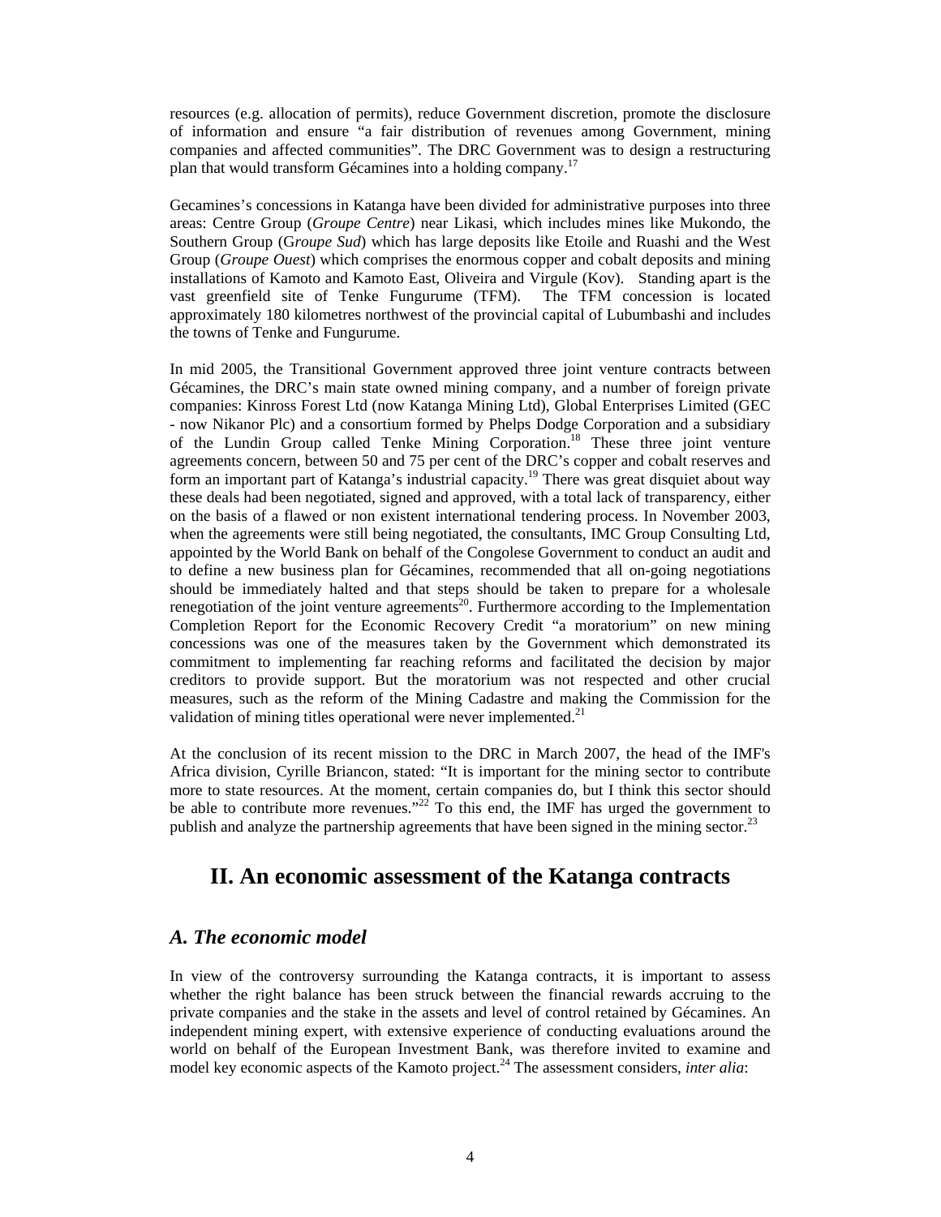resources (e.g. allocation of permits), reduce Government discretion, promote the disclosure of information and ensure "a fair distribution of revenues among Government, mining companies and affected communities". The DRC Government was to design a restructuring plan that would transform Gécamines into a holding company.[17]

Gecamines's concessions in Katanga have been divided for administrative purposes into three areas: Centre Group (*Groupe Centre*) near Likasi, which includes mines like Mukondo, the Southern Group (G*roupe Sud*) which has large deposits like Etoile and Ruashi and the West Group (*Groupe Ouest*) which comprises the enormous copper and cobalt deposits and mining installations of Kamoto and Kamoto East, Oliveira and Virgule (Kov). Standing apart is the vast greenfield site of Tenke Fungurume (TFM). The TFM concession is located approximately 180 kilometres northwest of the provincial capital of Lubumbashi and includes the towns of Tenke and Fungurume.

In mid 2005, the Transitional Government approved three joint venture contracts between Gécamines, the DRC's main state owned mining company, and a number of foreign private companies: Kinross Forest Ltd (now Katanga Mining Ltd), Global Enterprises Limited (GEC - now Nikanor Plc) and a consortium formed by Phelps Dodge Corporation and a subsidiary of the Lundin Group called Tenke Mining Corporation.[18] These three joint venture agreements concern, between 50 and 75 per cent of the DRC's copper and cobalt reserves and form an important part of Katanga's industrial capacity.[19] There was great disquiet about way these deals had been negotiated, signed and approved, with a total lack of transparency, either on the basis of a flawed or non existent international tendering process. In November 2003, when the agreements were still being negotiated, the consultants, IMC Group Consulting Ltd, appointed by the World Bank on behalf of the Congolese Government to conduct an audit and to define a new business plan for Gécamines, recommended that all on-going negotiations should be immediately halted and that steps should be taken to prepare for a wholesale renegotiation of the joint venture agreements[20]. Furthermore according to the Implementation Completion Report for the Economic Recovery Credit "a moratorium" on new mining concessions was one of the measures taken by the Government which demonstrated its commitment to implementing far reaching reforms and facilitated the decision by major creditors to provide support. But the moratorium was not respected and other crucial measures, such as the reform of the Mining Cadastre and making the Commission for the validation of mining titles operational were never implemented.[21]

At the conclusion of its recent mission to the DRC in March 2007, the head of the IMF's Africa division, Cyrille Briancon, stated: "It is important for the mining sector to contribute more to state resources. At the moment, certain companies do, but I think this sector should be able to contribute more revenues."[22] To this end, the IMF has urged the government to publish and analyze the partnership agreements that have been signed in the mining sector.[23]

## II. An economic assessment of the Katanga contracts

### *A. The economic model*

In view of the controversy surrounding the Katanga contracts, it is important to assess whether the right balance has been struck between the financial rewards accruing to the private companies and the stake in the assets and level of control retained by Gécamines. An independent mining expert, with extensive experience of conducting evaluations around the world on behalf of the European Investment Bank, was therefore invited to examine and model key economic aspects of the Kamoto project.[24] The assessment considers, *inter alia*: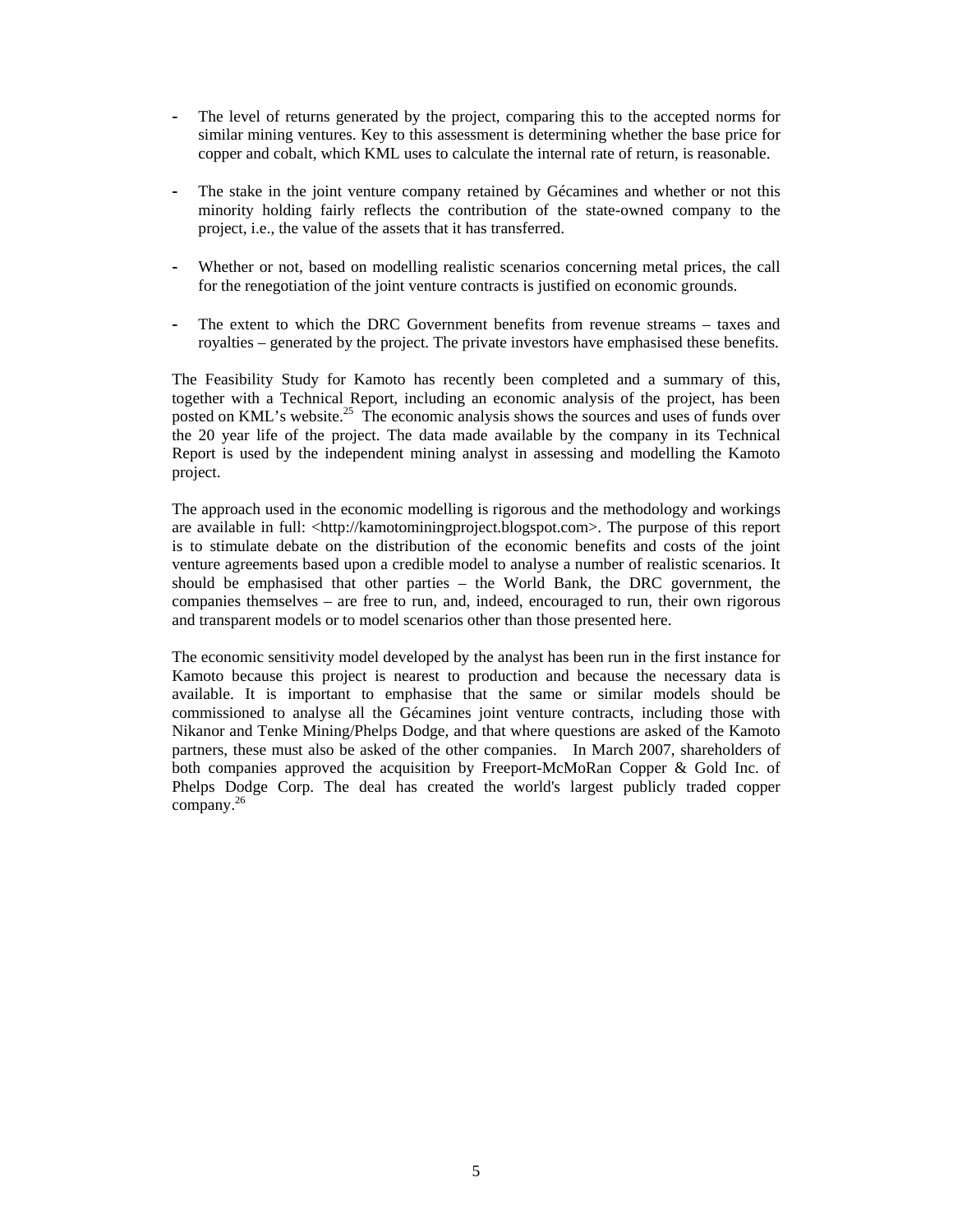- The level of returns generated by the project, comparing this to the accepted norms for similar mining ventures. Key to this assessment is determining whether the base price for copper and cobalt, which KML uses to calculate the internal rate of return, is reasonable.

- The stake in the joint venture company retained by Gécamines and whether or not this minority holding fairly reflects the contribution of the state-owned company to the project, i.e., the value of the assets that it has transferred.

- Whether or not, based on modelling realistic scenarios concerning metal prices, the call for the renegotiation of the joint venture contracts is justified on economic grounds.

- The extent to which the DRC Government benefits from revenue streams – taxes and royalties – generated by the project. The private investors have emphasised these benefits.

The Feasibility Study for Kamoto has recently been completed and a summary of this, together with a Technical Report, including an economic analysis of the project, has been posted on KML's website.[25] The economic analysis shows the sources and uses of funds over the 20 year life of the project. The data made available by the company in its Technical Report is used by the independent mining analyst in assessing and modelling the Kamoto project.

The approach used in the economic modelling is rigorous and the methodology and workings are available in full: <http://kamotominingproject.blogspot.com>. The purpose of this report is to stimulate debate on the distribution of the economic benefits and costs of the joint venture agreements based upon a credible model to analyse a number of realistic scenarios. It should be emphasised that other parties – the World Bank, the DRC government, the companies themselves – are free to run, and, indeed, encouraged to run, their own rigorous and transparent models or to model scenarios other than those presented here.

The economic sensitivity model developed by the analyst has been run in the first instance for Kamoto because this project is nearest to production and because the necessary data is available. It is important to emphasise that the same or similar models should be commissioned to analyse all the Gécamines joint venture contracts, including those with Nikanor and Tenke Mining/Phelps Dodge, and that where questions are asked of the Kamoto partners, these must also be asked of the other companies. In March 2007, shareholders of both companies approved the acquisition by Freeport-McMoRan Copper & Gold Inc. of Phelps Dodge Corp. The deal has created the world's largest publicly traded copper company.[26]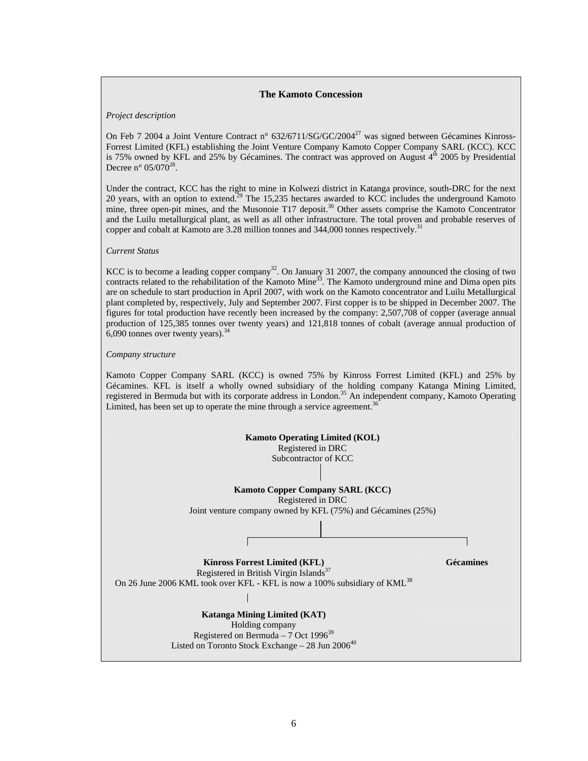## The Kamoto Concession

*Project description*

On Feb 7 2004 a Joint Venture Contract n° 632/6711/SG/GC/2004[27] was signed between Gécamines Kinross-Forrest Limited (KFL) establishing the Joint Venture Company Kamoto Copper Company SARL (KCC). KCC is 75% owned by KFL and 25% by Gécamines. The contract was approved on August 4th 2005 by Presidential Decree n° 05/070[28].

Under the contract, KCC has the right to mine in Kolwezi district in Katanga province, south-DRC for the next 20 years, with an option to extend.[29] The 15,235 hectares awarded to KCC includes the underground Kamoto mine, three open-pit mines, and the Musonoie T17 deposit.[30] Other assets comprise the Kamoto Concentrator and the Luilu metallurgical plant, as well as all other infrastructure. The total proven and probable reserves of copper and cobalt at Kamoto are 3.28 million tonnes and 344,000 tonnes respectively.[31]

*Current Status*

KCC is to become a leading copper company[32]. On January 31 2007, the company announced the closing of two contracts related to the rehabilitation of the Kamoto Mine[33]. The Kamoto underground mine and Dima open pits are on schedule to start production in April 2007, with work on the Kamoto concentrator and Luilu Metallurgical plant completed by, respectively, July and September 2007. First copper is to be shipped in December 2007. The figures for total production have recently been increased by the company: 2,507,708 of copper (average annual production of 125,385 tonnes over twenty years) and 121,818 tonnes of cobalt (average annual production of 6,090 tonnes over twenty years).[34]

*Company structure*

Kamoto Copper Company SARL (KCC) is owned 75% by Kinross Forrest Limited (KFL) and 25% by Gécamines. KFL is itself a wholly owned subsidiary of the holding company Katanga Mining Limited, registered in Bermuda but with its corporate address in London.[35] An independent company, Kamoto Operating Limited, has been set up to operate the mine through a service agreement.[36]

**Kamoto Operating Limited (KOL)**
Registered in DRC
Subcontractor of KCC

**Kamoto Copper Company SARL (KCC)**
Registered in DRC
Joint venture company owned by KFL (75%) and Gécamines (25%)

**Kinross Forrest Limited (KFL)**
Registered in British Virgin Islands[37]
On 26 June 2006 KML took over KFL - KFL is now a 100% subsidiary of KML[38]

**Gécamines**

**Katanga Mining Limited (KAT)**
Holding company
Registered on Bermuda – 7 Oct 1996[39]
Listed on Toronto Stock Exchange – 28 Jun 2006[40]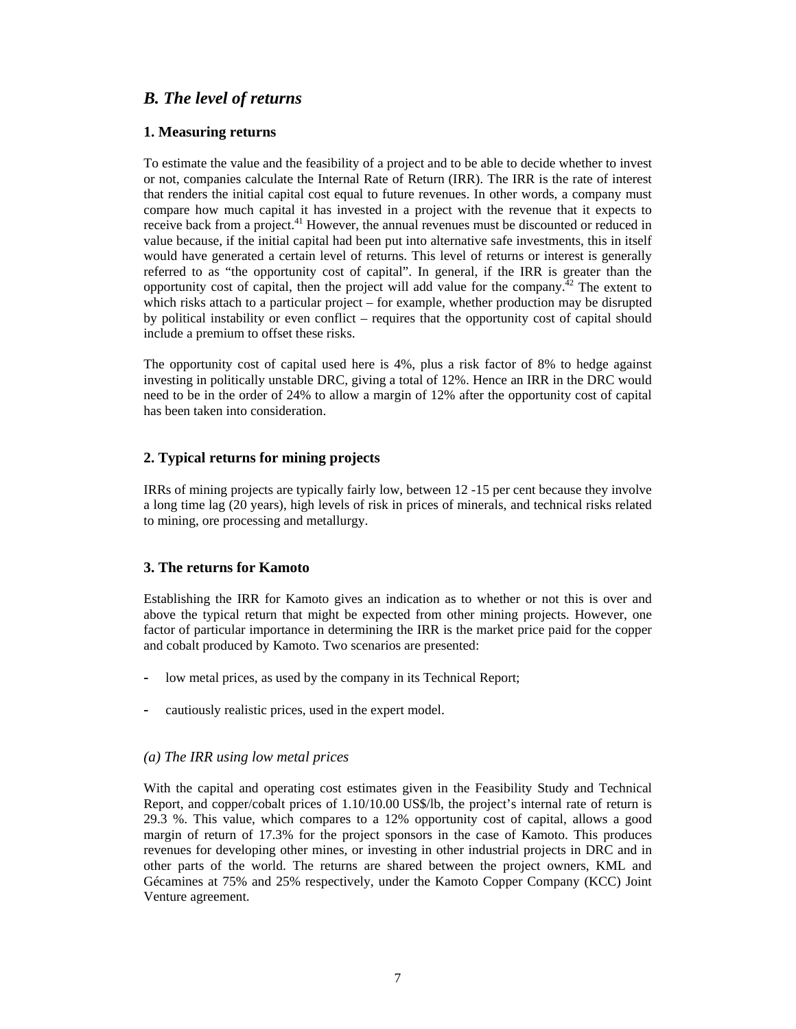## *B. The level of returns*

### 1. Measuring returns

To estimate the value and the feasibility of a project and to be able to decide whether to invest or not, companies calculate the Internal Rate of Return (IRR). The IRR is the rate of interest that renders the initial capital cost equal to future revenues. In other words, a company must compare how much capital it has invested in a project with the revenue that it expects to receive back from a project.[41] However, the annual revenues must be discounted or reduced in value because, if the initial capital had been put into alternative safe investments, this in itself would have generated a certain level of returns. This level of returns or interest is generally referred to as "the opportunity cost of capital". In general, if the IRR is greater than the opportunity cost of capital, then the project will add value for the company.[42] The extent to which risks attach to a particular project – for example, whether production may be disrupted by political instability or even conflict – requires that the opportunity cost of capital should include a premium to offset these risks.

The opportunity cost of capital used here is 4%, plus a risk factor of 8% to hedge against investing in politically unstable DRC, giving a total of 12%. Hence an IRR in the DRC would need to be in the order of 24% to allow a margin of 12% after the opportunity cost of capital has been taken into consideration.

### 2. Typical returns for mining projects

IRRs of mining projects are typically fairly low, between 12 -15 per cent because they involve a long time lag (20 years), high levels of risk in prices of minerals, and technical risks related to mining, ore processing and metallurgy.

### 3. The returns for Kamoto

Establishing the IRR for Kamoto gives an indication as to whether or not this is over and above the typical return that might be expected from other mining projects. However, one factor of particular importance in determining the IRR is the market price paid for the copper and cobalt produced by Kamoto. Two scenarios are presented:

- low metal prices, as used by the company in its Technical Report;
- cautiously realistic prices, used in the expert model.

#### *(a) The IRR using low metal prices*

With the capital and operating cost estimates given in the Feasibility Study and Technical Report, and copper/cobalt prices of 1.10/10.00 US$/lb, the project's internal rate of return is 29.3 %. This value, which compares to a 12% opportunity cost of capital, allows a good margin of return of 17.3% for the project sponsors in the case of Kamoto. This produces revenues for developing other mines, or investing in other industrial projects in DRC and in other parts of the world. The returns are shared between the project owners, KML and Gécamines at 75% and 25% respectively, under the Kamoto Copper Company (KCC) Joint Venture agreement.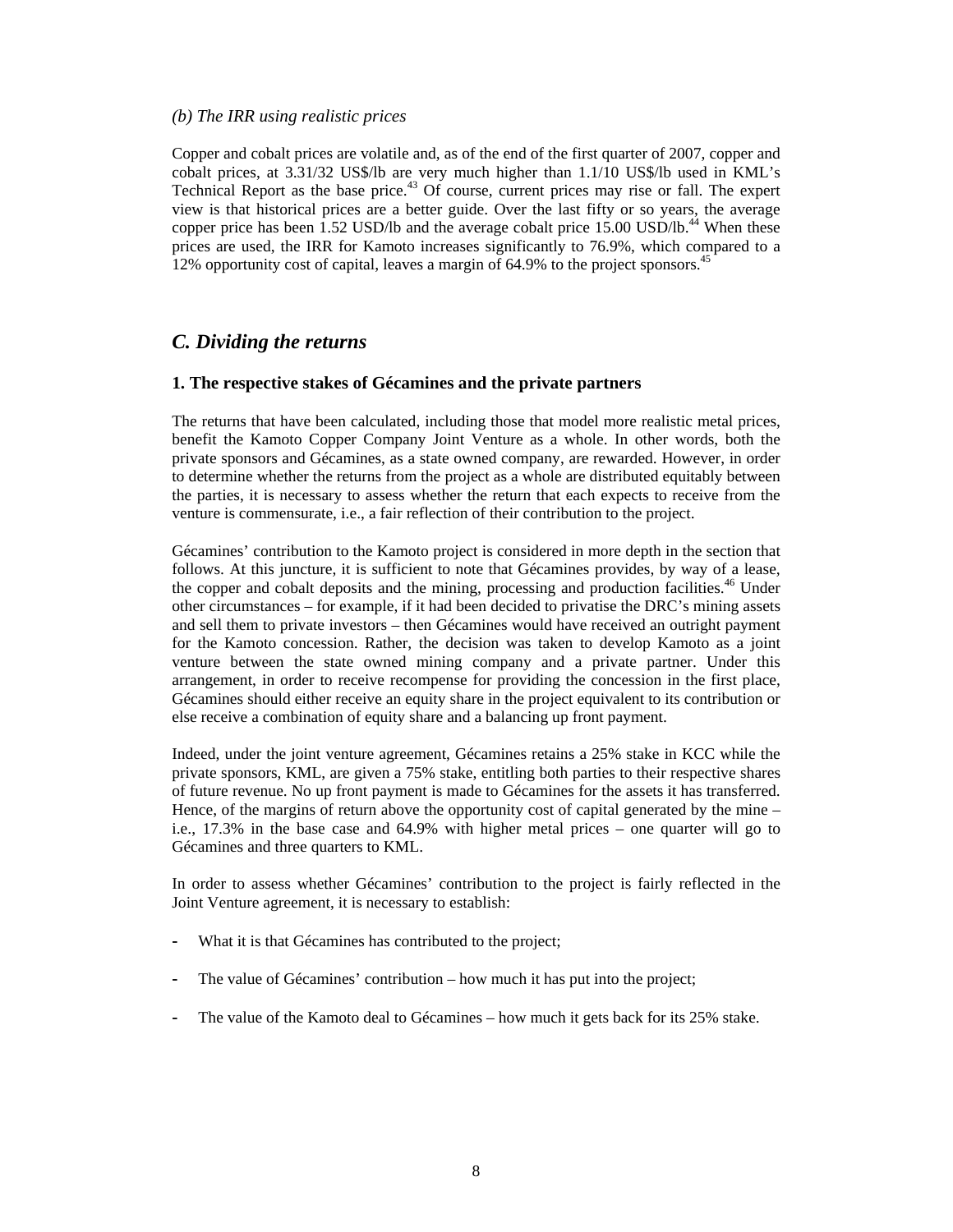*(b) The IRR using realistic prices*

Copper and cobalt prices are volatile and, as of the end of the first quarter of 2007, copper and cobalt prices, at 3.31/32 US$/lb are very much higher than 1.1/10 US$/lb used in KML's Technical Report as the base price.[43] Of course, current prices may rise or fall. The expert view is that historical prices are a better guide. Over the last fifty or so years, the average copper price has been 1.52 USD/lb and the average cobalt price 15.00 USD/lb.[44] When these prices are used, the IRR for Kamoto increases significantly to 76.9%, which compared to a 12% opportunity cost of capital, leaves a margin of 64.9% to the project sponsors.[45]

## *C. Dividing the returns*

### 1. The respective stakes of Gécamines and the private partners

The returns that have been calculated, including those that model more realistic metal prices, benefit the Kamoto Copper Company Joint Venture as a whole. In other words, both the private sponsors and Gécamines, as a state owned company, are rewarded. However, in order to determine whether the returns from the project as a whole are distributed equitably between the parties, it is necessary to assess whether the return that each expects to receive from the venture is commensurate, i.e., a fair reflection of their contribution to the project.

Gécamines' contribution to the Kamoto project is considered in more depth in the section that follows. At this juncture, it is sufficient to note that Gécamines provides, by way of a lease, the copper and cobalt deposits and the mining, processing and production facilities.[46] Under other circumstances – for example, if it had been decided to privatise the DRC's mining assets and sell them to private investors – then Gécamines would have received an outright payment for the Kamoto concession. Rather, the decision was taken to develop Kamoto as a joint venture between the state owned mining company and a private partner. Under this arrangement, in order to receive recompense for providing the concession in the first place, Gécamines should either receive an equity share in the project equivalent to its contribution or else receive a combination of equity share and a balancing up front payment.

Indeed, under the joint venture agreement, Gécamines retains a 25% stake in KCC while the private sponsors, KML, are given a 75% stake, entitling both parties to their respective shares of future revenue. No up front payment is made to Gécamines for the assets it has transferred. Hence, of the margins of return above the opportunity cost of capital generated by the mine – i.e., 17.3% in the base case and 64.9% with higher metal prices – one quarter will go to Gécamines and three quarters to KML.

In order to assess whether Gécamines' contribution to the project is fairly reflected in the Joint Venture agreement, it is necessary to establish:

- What it is that Gécamines has contributed to the project;
- The value of Gécamines' contribution – how much it has put into the project;
- The value of the Kamoto deal to Gécamines – how much it gets back for its 25% stake.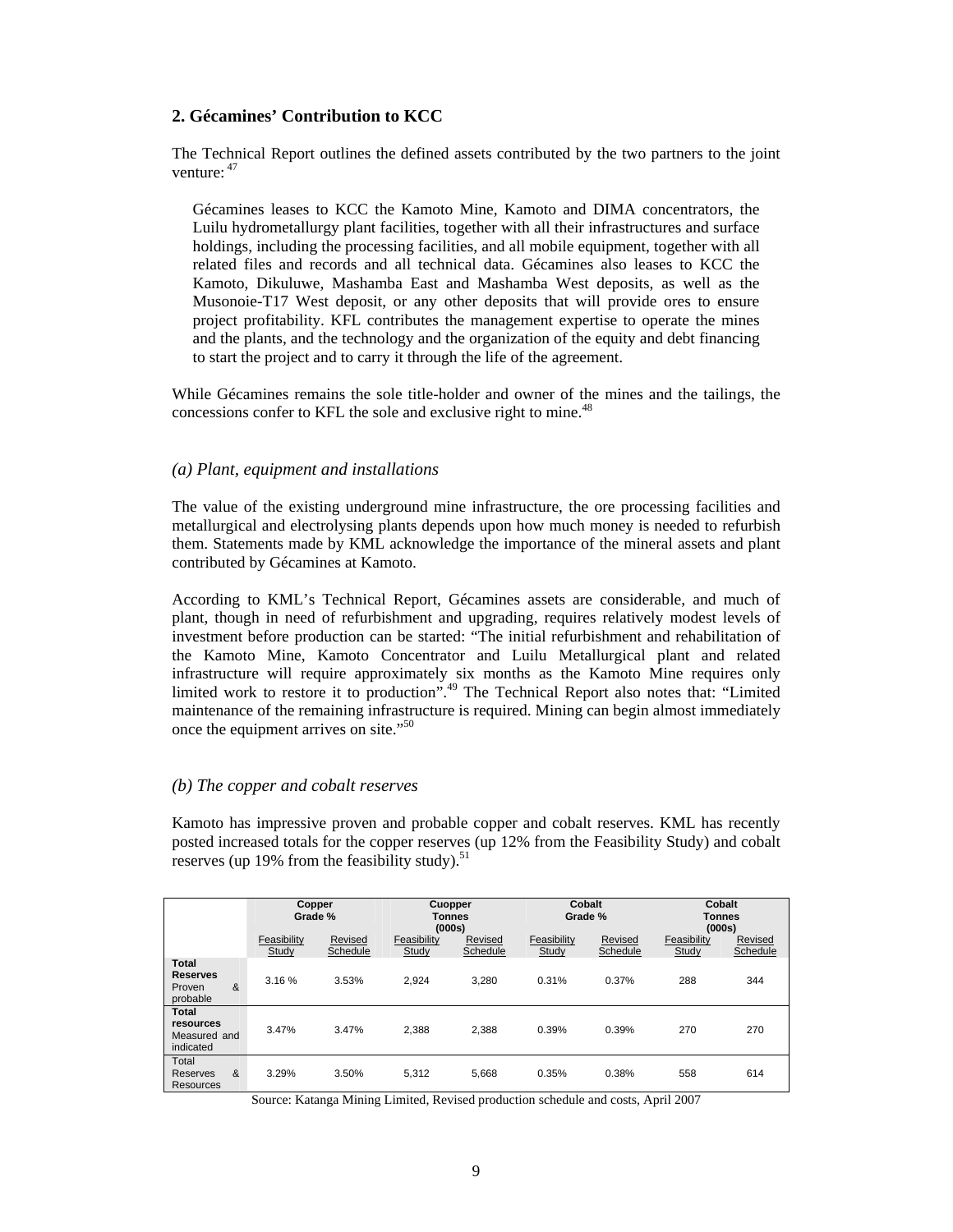## 2. Gécamines' Contribution to KCC

The Technical Report outlines the defined assets contributed by the two partners to the joint venture: [47]

> Gécamines leases to KCC the Kamoto Mine, Kamoto and DIMA concentrators, the Luilu hydrometallurgy plant facilities, together with all their infrastructures and surface holdings, including the processing facilities, and all mobile equipment, together with all related files and records and all technical data. Gécamines also leases to KCC the Kamoto, Dikuluwe, Mashamba East and Mashamba West deposits, as well as the Musonoie-T17 West deposit, or any other deposits that will provide ores to ensure project profitability. KFL contributes the management expertise to operate the mines and the plants, and the technology and the organization of the equity and debt financing to start the project and to carry it through the life of the agreement.

While Gécamines remains the sole title-holder and owner of the mines and the tailings, the concessions confer to KFL the sole and exclusive right to mine.[48]

### *(a) Plant, equipment and installations*

The value of the existing underground mine infrastructure, the ore processing facilities and metallurgical and electrolysing plants depends upon how much money is needed to refurbish them. Statements made by KML acknowledge the importance of the mineral assets and plant contributed by Gécamines at Kamoto.

According to KML's Technical Report, Gécamines assets are considerable, and much of plant, though in need of refurbishment and upgrading, requires relatively modest levels of investment before production can be started: "The initial refurbishment and rehabilitation of the Kamoto Mine, Kamoto Concentrator and Luilu Metallurgical plant and related infrastructure will require approximately six months as the Kamoto Mine requires only limited work to restore it to production".[49] The Technical Report also notes that: "Limited maintenance of the remaining infrastructure is required. Mining can begin almost immediately once the equipment arrives on site."[50]

### *(b) The copper and cobalt reserves*

Kamoto has impressive proven and probable copper and cobalt reserves. KML has recently posted increased totals for the copper reserves (up 12% from the Feasibility Study) and cobalt reserves (up 19% from the feasibility study).[51]

| | Copper Grade % | | Cuopper Tonnes (000s) | | Cobalt Grade % | | Cobalt Tonnes (000s) | |
|---|---|---|---|---|---|---|---|---|
| | Feasibility Study | Revised Schedule | Feasibility Study | Revised Schedule | Feasibility Study | Revised Schedule | Feasibility Study | Revised Schedule |
| **Total Reserves** Proven & probable | 3.16 % | 3.53% | 2,924 | 3,280 | 0.31% | 0.37% | 288 | 344 |
| **Total resources** Measured and indicated | 3.47% | 3.47% | 2,388 | 2,388 | 0.39% | 0.39% | 270 | 270 |
| Total Reserves & Resources | 3.29% | 3.50% | 5,312 | 5,668 | 0.35% | 0.38% | 558 | 614 |

Source: Katanga Mining Limited, Revised production schedule and costs, April 2007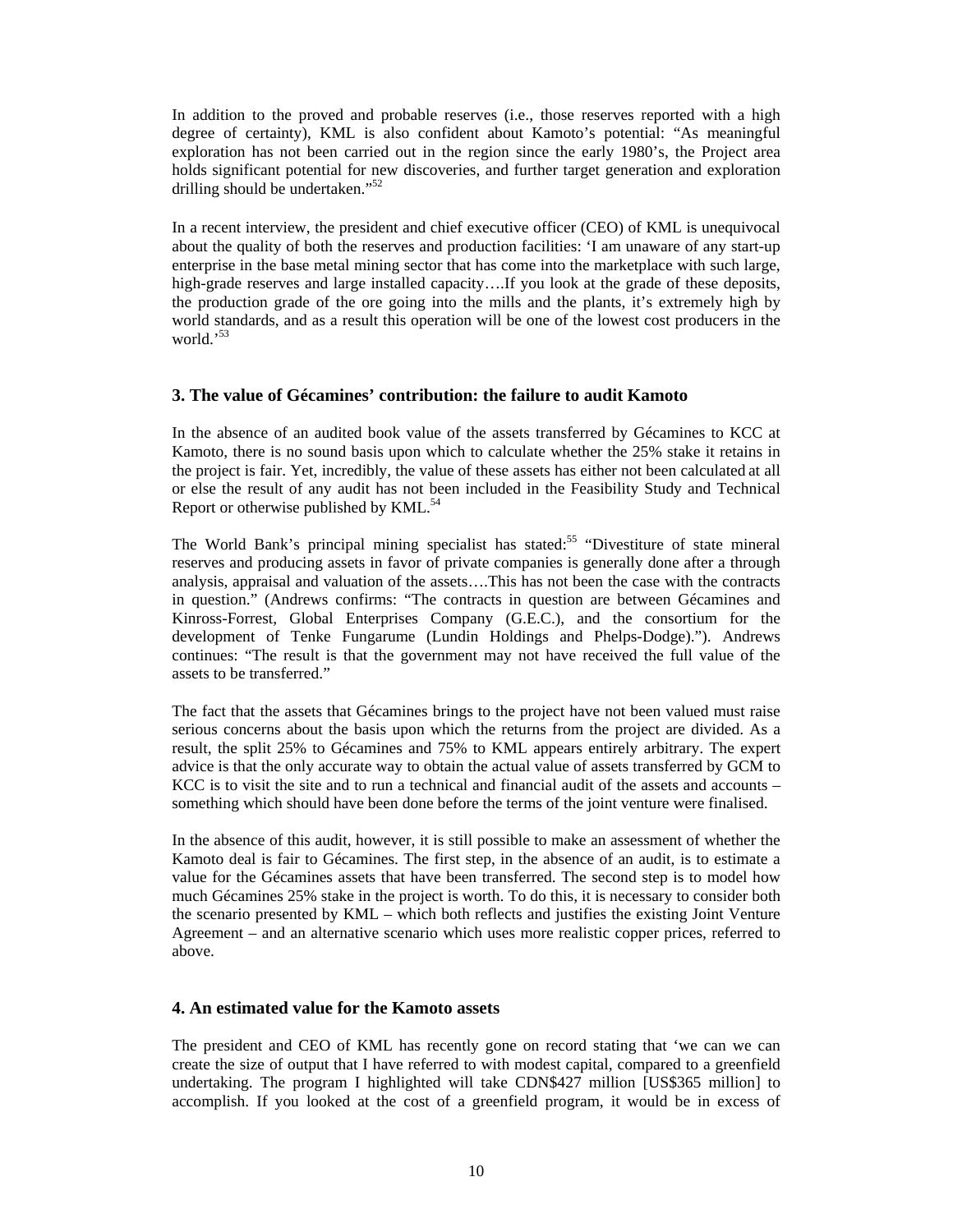In addition to the proved and probable reserves (i.e., those reserves reported with a high degree of certainty), KML is also confident about Kamoto's potential: "As meaningful exploration has not been carried out in the region since the early 1980's, the Project area holds significant potential for new discoveries, and further target generation and exploration drilling should be undertaken."[52]

In a recent interview, the president and chief executive officer (CEO) of KML is unequivocal about the quality of both the reserves and production facilities: 'I am unaware of any start-up enterprise in the base metal mining sector that has come into the marketplace with such large, high-grade reserves and large installed capacity….If you look at the grade of these deposits, the production grade of the ore going into the mills and the plants, it's extremely high by world standards, and as a result this operation will be one of the lowest cost producers in the world.'[53]

### 3. The value of Gécamines' contribution: the failure to audit Kamoto

In the absence of an audited book value of the assets transferred by Gécamines to KCC at Kamoto, there is no sound basis upon which to calculate whether the 25% stake it retains in the project is fair. Yet, incredibly, the value of these assets has either not been calculated at all or else the result of any audit has not been included in the Feasibility Study and Technical Report or otherwise published by KML.[54]

The World Bank's principal mining specialist has stated:[55] "Divestiture of state mineral reserves and producing assets in favor of private companies is generally done after a through analysis, appraisal and valuation of the assets….This has not been the case with the contracts in question." (Andrews confirms: "The contracts in question are between Gécamines and Kinross-Forrest, Global Enterprises Company (G.E.C.), and the consortium for the development of Tenke Fungarume (Lundin Holdings and Phelps-Dodge)."). Andrews continues: "The result is that the government may not have received the full value of the assets to be transferred."

The fact that the assets that Gécamines brings to the project have not been valued must raise serious concerns about the basis upon which the returns from the project are divided. As a result, the split 25% to Gécamines and 75% to KML appears entirely arbitrary. The expert advice is that the only accurate way to obtain the actual value of assets transferred by GCM to KCC is to visit the site and to run a technical and financial audit of the assets and accounts – something which should have been done before the terms of the joint venture were finalised.

In the absence of this audit, however, it is still possible to make an assessment of whether the Kamoto deal is fair to Gécamines. The first step, in the absence of an audit, is to estimate a value for the Gécamines assets that have been transferred. The second step is to model how much Gécamines 25% stake in the project is worth. To do this, it is necessary to consider both the scenario presented by KML – which both reflects and justifies the existing Joint Venture Agreement – and an alternative scenario which uses more realistic copper prices, referred to above.

### 4. An estimated value for the Kamoto assets

The president and CEO of KML has recently gone on record stating that 'we can we can create the size of output that I have referred to with modest capital, compared to a greenfield undertaking. The program I highlighted will take CDN$427 million [US$365 million] to accomplish. If you looked at the cost of a greenfield program, it would be in excess of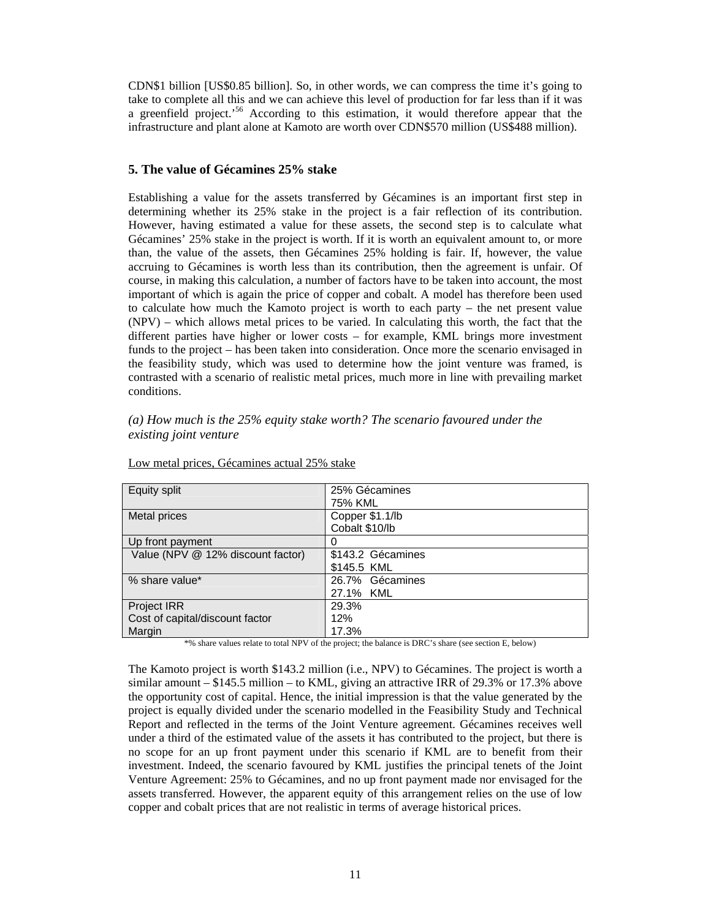CDN$1 billion [US$0.85 billion]. So, in other words, we can compress the time it's going to take to complete all this and we can achieve this level of production for far less than if it was a greenfield project.'[56] According to this estimation, it would therefore appear that the infrastructure and plant alone at Kamoto are worth over CDN$570 million (US$488 million).

## 5. The value of Gécamines 25% stake

Establishing a value for the assets transferred by Gécamines is an important first step in determining whether its 25% stake in the project is a fair reflection of its contribution. However, having estimated a value for these assets, the second step is to calculate what Gécamines' 25% stake in the project is worth. If it is worth an equivalent amount to, or more than, the value of the assets, then Gécamines 25% holding is fair. If, however, the value accruing to Gécamines is worth less than its contribution, then the agreement is unfair. Of course, in making this calculation, a number of factors have to be taken into account, the most important of which is again the price of copper and cobalt. A model has therefore been used to calculate how much the Kamoto project is worth to each party – the net present value (NPV) – which allows metal prices to be varied. In calculating this worth, the fact that the different parties have higher or lower costs – for example, KML brings more investment funds to the project – has been taken into consideration. Once more the scenario envisaged in the feasibility study, which was used to determine how the joint venture was framed, is contrasted with a scenario of realistic metal prices, much more in line with prevailing market conditions.

### *(a) How much is the 25% equity stake worth? The scenario favoured under the existing joint venture*

Low metal prices, Gécamines actual 25% stake

| | |
|---|---|
| Equity split | 25% Gécamines<br>75% KML |
| Metal prices | Copper $1.1/lb<br>Cobalt $10/lb |
| Up front payment | 0 |
| Value (NPV @ 12% discount factor) | $143.2 Gécamines<br>$145.5 KML |
| % share value* | 26.7% Gécamines<br>27.1% KML |
| Project IRR<br>Cost of capital/discount factor<br>Margin | 29.3%<br>12%<br>17.3% |

*% share values relate to total NPV of the project; the balance is DRC's share (see section E, below)

The Kamoto project is worth $143.2 million (i.e., NPV) to Gécamines. The project is worth a similar amount – $145.5 million – to KML, giving an attractive IRR of 29.3% or 17.3% above the opportunity cost of capital. Hence, the initial impression is that the value generated by the project is equally divided under the scenario modelled in the Feasibility Study and Technical Report and reflected in the terms of the Joint Venture agreement. Gécamines receives well under a third of the estimated value of the assets it has contributed to the project, but there is no scope for an up front payment under this scenario if KML are to benefit from their investment. Indeed, the scenario favoured by KML justifies the principal tenets of the Joint Venture Agreement: 25% to Gécamines, and no up front payment made nor envisaged for the assets transferred. However, the apparent equity of this arrangement relies on the use of low copper and cobalt prices that are not realistic in terms of average historical prices.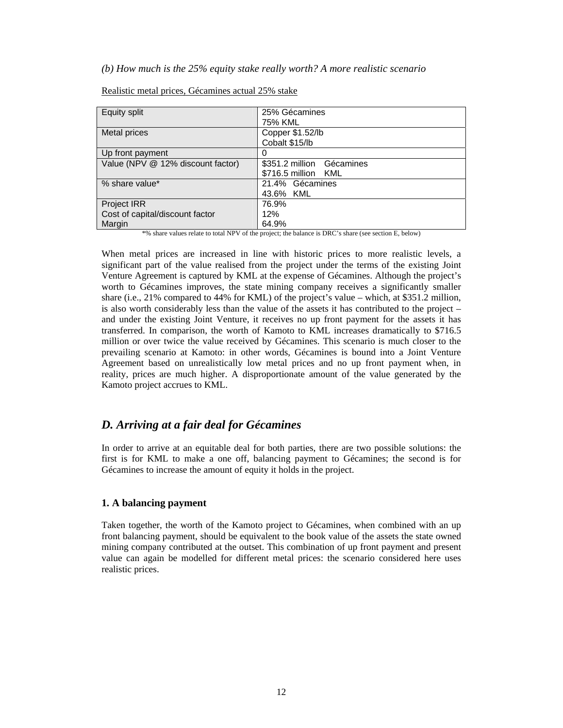*(b) How much is the 25% equity stake really worth? A more realistic scenario*

Realistic metal prices, Gécamines actual 25% stake

| | |
|---|---|
| Equity split | 25% Gécamines<br>75% KML |
| Metal prices | Copper $1.52/lb<br>Cobalt $15/lb |
| Up front payment | 0 |
| Value (NPV @ 12% discount factor) | $351.2 million Gécamines<br>$716.5 million KML |
| % share value* | 21.4% Gécamines<br>43.6% KML |
| Project IRR<br>Cost of capital/discount factor<br>Margin | 76.9%<br>12%<br>64.9% |

*% share values relate to total NPV of the project; the balance is DRC's share (see section E, below)

When metal prices are increased in line with historic prices to more realistic levels, a significant part of the value realised from the project under the terms of the existing Joint Venture Agreement is captured by KML at the expense of Gécamines. Although the project's worth to Gécamines improves, the state mining company receives a significantly smaller share (i.e., 21% compared to 44% for KML) of the project's value – which, at $351.2 million, is also worth considerably less than the value of the assets it has contributed to the project – and under the existing Joint Venture, it receives no up front payment for the assets it has transferred. In comparison, the worth of Kamoto to KML increases dramatically to $716.5 million or over twice the value received by Gécamines. This scenario is much closer to the prevailing scenario at Kamoto: in other words, Gécamines is bound into a Joint Venture Agreement based on unrealistically low metal prices and no up front payment when, in reality, prices are much higher. A disproportionate amount of the value generated by the Kamoto project accrues to KML.

## *D. Arriving at a fair deal for Gécamines*

In order to arrive at an equitable deal for both parties, there are two possible solutions: the first is for KML to make a one off, balancing payment to Gécamines; the second is for Gécamines to increase the amount of equity it holds in the project.

### 1. A balancing payment

Taken together, the worth of the Kamoto project to Gécamines, when combined with an up front balancing payment, should be equivalent to the book value of the assets the state owned mining company contributed at the outset. This combination of up front payment and present value can again be modelled for different metal prices: the scenario considered here uses realistic prices.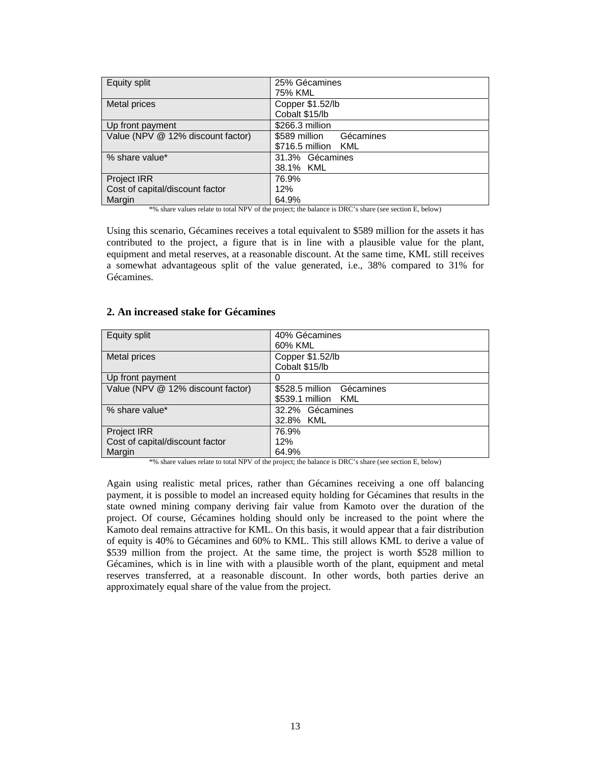| Equity split | 25% Gécamines<br>75% KML |
|---|---|
| Metal prices | Copper $1.52/lb<br>Cobalt $15/lb |
| Up front payment | $266.3 million |
| Value (NPV @ 12% discount factor) | $589 million Gécamines<br>$716.5 million KML |
| % share value* | 31.3% Gécamines<br>38.1% KML |
| Project IRR<br>Cost of capital/discount factor<br>Margin | 76.9%<br>12%<br>64.9% |

*% share values relate to total NPV of the project; the balance is DRC's share (see section E, below)

Using this scenario, Gécamines receives a total equivalent to $589 million for the assets it has contributed to the project, a figure that is in line with a plausible value for the plant, equipment and metal reserves, at a reasonable discount. At the same time, KML still receives a somewhat advantageous split of the value generated, i.e., 38% compared to 31% for Gécamines.

## 2. An increased stake for Gécamines

| Equity split | 40% Gécamines<br>60% KML |
|---|---|
| Metal prices | Copper $1.52/lb<br>Cobalt $15/lb |
| Up front payment | 0 |
| Value (NPV @ 12% discount factor) | $528.5 million Gécamines<br>$539.1 million KML |
| % share value* | 32.2% Gécamines<br>32.8% KML |
| Project IRR<br>Cost of capital/discount factor<br>Margin | 76.9%<br>12%<br>64.9% |

*% share values relate to total NPV of the project; the balance is DRC's share (see section E, below)

Again using realistic metal prices, rather than Gécamines receiving a one off balancing payment, it is possible to model an increased equity holding for Gécamines that results in the state owned mining company deriving fair value from Kamoto over the duration of the project. Of course, Gécamines holding should only be increased to the point where the Kamoto deal remains attractive for KML. On this basis, it would appear that a fair distribution of equity is 40% to Gécamines and 60% to KML. This still allows KML to derive a value of $539 million from the project. At the same time, the project is worth $528 million to Gécamines, which is in line with with a plausible worth of the plant, equipment and metal reserves transferred, at a reasonable discount. In other words, both parties derive an approximately equal share of the value from the project.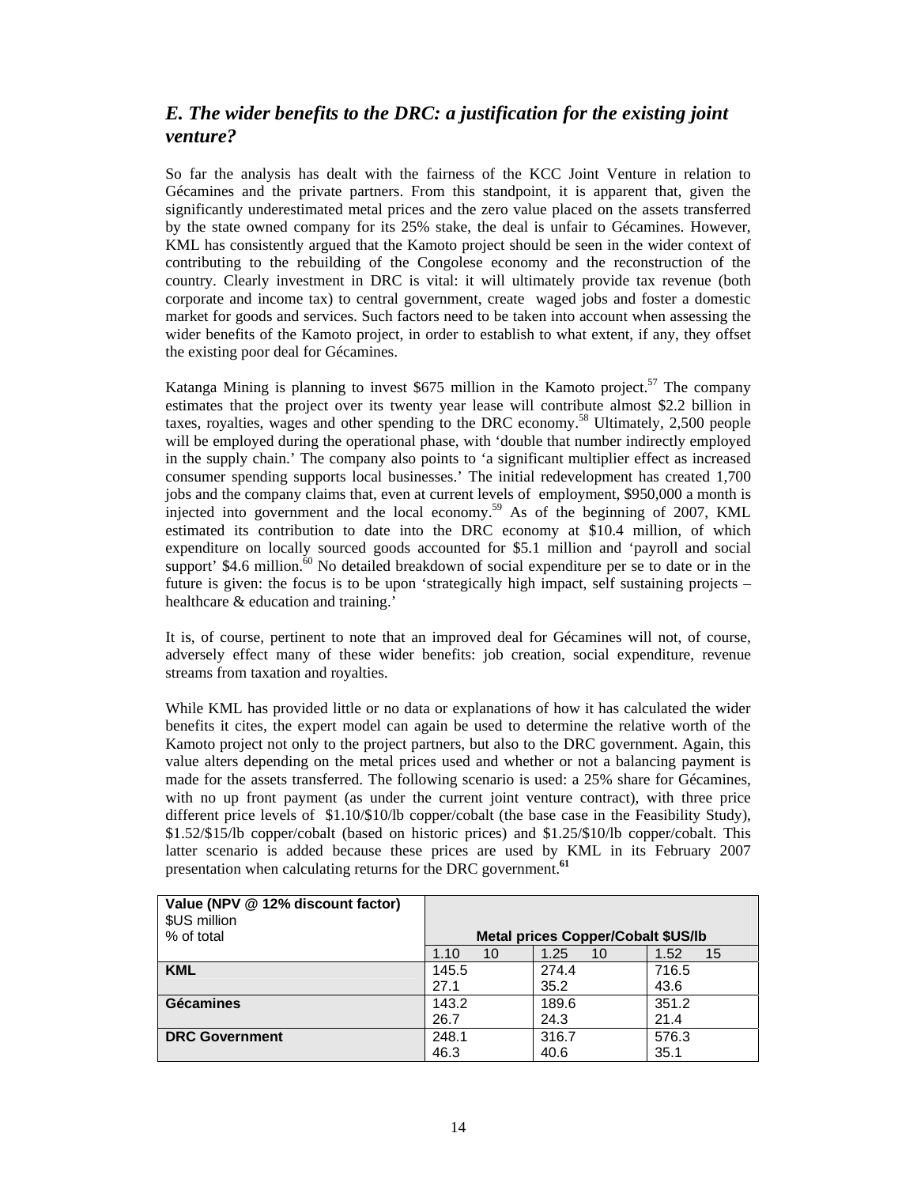## *E. The wider benefits to the DRC: a justification for the existing joint venture?*

So far the analysis has dealt with the fairness of the KCC Joint Venture in relation to Gécamines and the private partners. From this standpoint, it is apparent that, given the significantly underestimated metal prices and the zero value placed on the assets transferred by the state owned company for its 25% stake, the deal is unfair to Gécamines. However, KML has consistently argued that the Kamoto project should be seen in the wider context of contributing to the rebuilding of the Congolese economy and the reconstruction of the country. Clearly investment in DRC is vital: it will ultimately provide tax revenue (both corporate and income tax) to central government, create waged jobs and foster a domestic market for goods and services. Such factors need to be taken into account when assessing the wider benefits of the Kamoto project, in order to establish to what extent, if any, they offset the existing poor deal for Gécamines.

Katanga Mining is planning to invest $675 million in the Kamoto project.[57] The company estimates that the project over its twenty year lease will contribute almost $2.2 billion in taxes, royalties, wages and other spending to the DRC economy.[58] Ultimately, 2,500 people will be employed during the operational phase, with 'double that number indirectly employed in the supply chain.' The company also points to 'a significant multiplier effect as increased consumer spending supports local businesses.' The initial redevelopment has created 1,700 jobs and the company claims that, even at current levels of employment, $950,000 a month is injected into government and the local economy.[59] As of the beginning of 2007, KML estimated its contribution to date into the DRC economy at $10.4 million, of which expenditure on locally sourced goods accounted for $5.1 million and 'payroll and social support' $4.6 million.[60] No detailed breakdown of social expenditure per se to date or in the future is given: the focus is to be upon 'strategically high impact, self sustaining projects – healthcare & education and training.'

It is, of course, pertinent to note that an improved deal for Gécamines will not, of course, adversely effect many of these wider benefits: job creation, social expenditure, revenue streams from taxation and royalties.

While KML has provided little or no data or explanations of how it has calculated the wider benefits it cites, the expert model can again be used to determine the relative worth of the Kamoto project not only to the project partners, but also to the DRC government. Again, this value alters depending on the metal prices used and whether or not a balancing payment is made for the assets transferred. The following scenario is used: a 25% share for Gécamines, with no up front payment (as under the current joint venture contract), with three price different price levels of $1.10/$10/lb copper/cobalt (the base case in the Feasibility Study), $1.52/$15/lb copper/cobalt (based on historic prices) and $1.25/$10/lb copper/cobalt. This latter scenario is added because these prices are used by KML in its February 2007 presentation when calculating returns for the DRC government.[61]

| Value (NPV @ 12% discount factor) $US million % of total | Metal prices Copper/Cobalt $US/lb | | |
|---|---|---|---|
| | 1.10 10 | 1.25 10 | 1.52 15 |
| **KML** | 145.5<br>27.1 | 274.4<br>35.2 | 716.5<br>43.6 |
| **Gécamines** | 143.2<br>26.7 | 189.6<br>24.3 | 351.2<br>21.4 |
| **DRC Government** | 248.1<br>46.3 | 316.7<br>40.6 | 576.3<br>35.1 |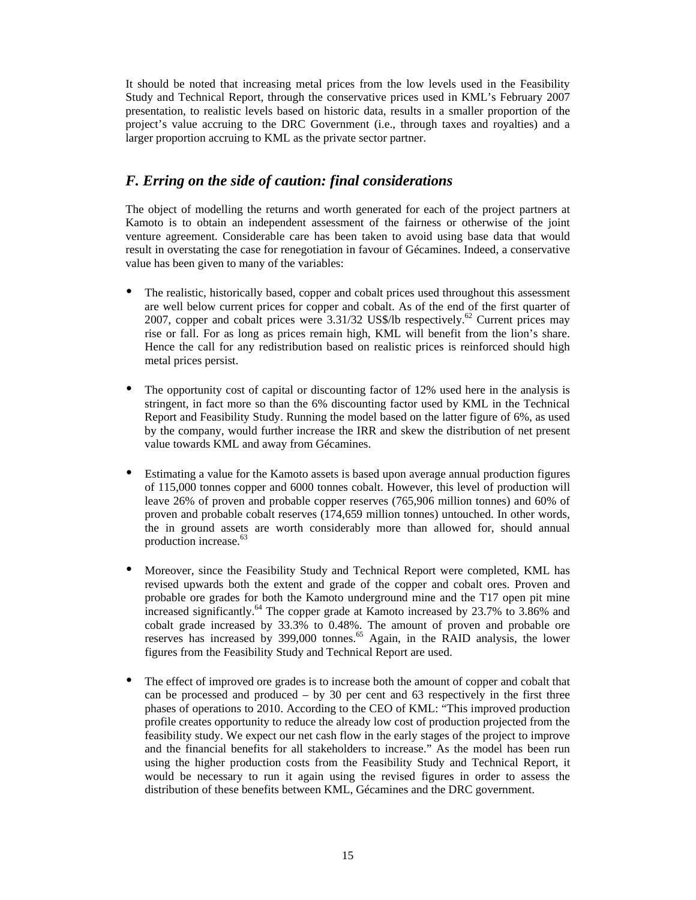It should be noted that increasing metal prices from the low levels used in the Feasibility Study and Technical Report, through the conservative prices used in KML's February 2007 presentation, to realistic levels based on historic data, results in a smaller proportion of the project's value accruing to the DRC Government (i.e., through taxes and royalties) and a larger proportion accruing to KML as the private sector partner.

## *F. Erring on the side of caution: final considerations*

The object of modelling the returns and worth generated for each of the project partners at Kamoto is to obtain an independent assessment of the fairness or otherwise of the joint venture agreement. Considerable care has been taken to avoid using base data that would result in overstating the case for renegotiation in favour of Gécamines. Indeed, a conservative value has been given to many of the variables:

- The realistic, historically based, copper and cobalt prices used throughout this assessment are well below current prices for copper and cobalt. As of the end of the first quarter of 2007, copper and cobalt prices were 3.31/32 US$/lb respectively.[62] Current prices may rise or fall. For as long as prices remain high, KML will benefit from the lion's share. Hence the call for any redistribution based on realistic prices is reinforced should high metal prices persist.

- The opportunity cost of capital or discounting factor of 12% used here in the analysis is stringent, in fact more so than the 6% discounting factor used by KML in the Technical Report and Feasibility Study. Running the model based on the latter figure of 6%, as used by the company, would further increase the IRR and skew the distribution of net present value towards KML and away from Gécamines.

- Estimating a value for the Kamoto assets is based upon average annual production figures of 115,000 tonnes copper and 6000 tonnes cobalt. However, this level of production will leave 26% of proven and probable copper reserves (765,906 million tonnes) and 60% of proven and probable cobalt reserves (174,659 million tonnes) untouched. In other words, the in ground assets are worth considerably more than allowed for, should annual production increase.[63]

- Moreover, since the Feasibility Study and Technical Report were completed, KML has revised upwards both the extent and grade of the copper and cobalt ores. Proven and probable ore grades for both the Kamoto underground mine and the T17 open pit mine increased significantly.[64] The copper grade at Kamoto increased by 23.7% to 3.86% and cobalt grade increased by 33.3% to 0.48%. The amount of proven and probable ore reserves has increased by 399,000 tonnes.[65] Again, in the RAID analysis, the lower figures from the Feasibility Study and Technical Report are used.

- The effect of improved ore grades is to increase both the amount of copper and cobalt that can be processed and produced – by 30 per cent and 63 respectively in the first three phases of operations to 2010. According to the CEO of KML: "This improved production profile creates opportunity to reduce the already low cost of production projected from the feasibility study. We expect our net cash flow in the early stages of the project to improve and the financial benefits for all stakeholders to increase." As the model has been run using the higher production costs from the Feasibility Study and Technical Report, it would be necessary to run it again using the revised figures in order to assess the distribution of these benefits between KML, Gécamines and the DRC government.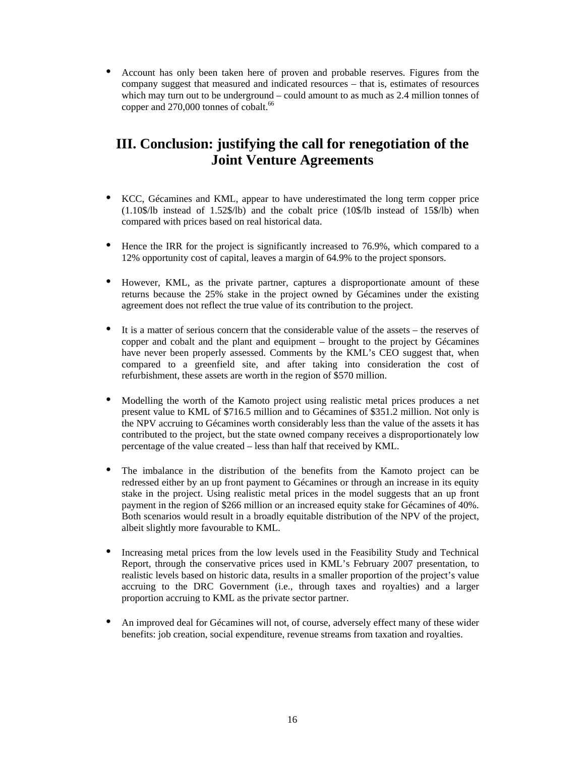- Account has only been taken here of proven and probable reserves. Figures from the company suggest that measured and indicated resources – that is, estimates of resources which may turn out to be underground – could amount to as much as 2.4 million tonnes of copper and 270,000 tonnes of cobalt.[66]

# III. Conclusion: justifying the call for renegotiation of the Joint Venture Agreements

- KCC, Gécamines and KML, appear to have underestimated the long term copper price (1.10$/lb instead of 1.52$/lb) and the cobalt price (10$/lb instead of 15$/lb) when compared with prices based on real historical data.

- Hence the IRR for the project is significantly increased to 76.9%, which compared to a 12% opportunity cost of capital, leaves a margin of 64.9% to the project sponsors.

- However, KML, as the private partner, captures a disproportionate amount of these returns because the 25% stake in the project owned by Gécamines under the existing agreement does not reflect the true value of its contribution to the project.

- It is a matter of serious concern that the considerable value of the assets – the reserves of copper and cobalt and the plant and equipment – brought to the project by Gécamines have never been properly assessed. Comments by the KML's CEO suggest that, when compared to a greenfield site, and after taking into consideration the cost of refurbishment, these assets are worth in the region of $570 million.

- Modelling the worth of the Kamoto project using realistic metal prices produces a net present value to KML of $716.5 million and to Gécamines of $351.2 million. Not only is the NPV accruing to Gécamines worth considerably less than the value of the assets it has contributed to the project, but the state owned company receives a disproportionately low percentage of the value created – less than half that received by KML.

- The imbalance in the distribution of the benefits from the Kamoto project can be redressed either by an up front payment to Gécamines or through an increase in its equity stake in the project. Using realistic metal prices in the model suggests that an up front payment in the region of $266 million or an increased equity stake for Gécamines of 40%. Both scenarios would result in a broadly equitable distribution of the NPV of the project, albeit slightly more favourable to KML.

- Increasing metal prices from the low levels used in the Feasibility Study and Technical Report, through the conservative prices used in KML's February 2007 presentation, to realistic levels based on historic data, results in a smaller proportion of the project's value accruing to the DRC Government (i.e., through taxes and royalties) and a larger proportion accruing to KML as the private sector partner.

- An improved deal for Gécamines will not, of course, adversely effect many of these wider benefits: job creation, social expenditure, revenue streams from taxation and royalties.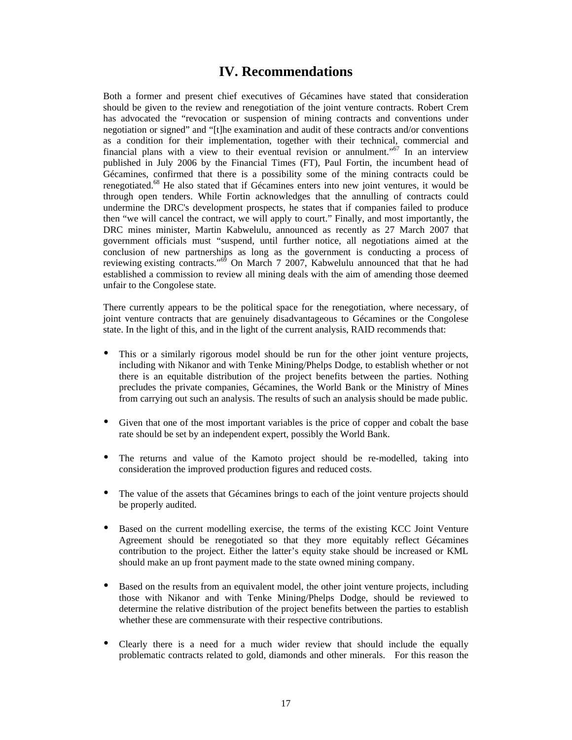# IV. Recommendations

Both a former and present chief executives of Gécamines have stated that consideration should be given to the review and renegotiation of the joint venture contracts. Robert Crem has advocated the "revocation or suspension of mining contracts and conventions under negotiation or signed" and "[t]he examination and audit of these contracts and/or conventions as a condition for their implementation, together with their technical, commercial and financial plans with a view to their eventual revision or annulment."[67] In an interview published in July 2006 by the Financial Times (FT), Paul Fortin, the incumbent head of Gécamines, confirmed that there is a possibility some of the mining contracts could be renegotiated.[68] He also stated that if Gécamines enters into new joint ventures, it would be through open tenders. While Fortin acknowledges that the annulling of contracts could undermine the DRC's development prospects, he states that if companies failed to produce then "we will cancel the contract, we will apply to court." Finally, and most importantly, the DRC mines minister, Martin Kabwelulu, announced as recently as 27 March 2007 that government officials must "suspend, until further notice, all negotiations aimed at the conclusion of new partnerships as long as the government is conducting a process of reviewing existing contracts."[69] On March 7 2007, Kabwelulu announced that that he had established a commission to review all mining deals with the aim of amending those deemed unfair to the Congolese state.

There currently appears to be the political space for the renegotiation, where necessary, of joint venture contracts that are genuinely disadvantageous to Gécamines or the Congolese state. In the light of this, and in the light of the current analysis, RAID recommends that:

- This or a similarly rigorous model should be run for the other joint venture projects, including with Nikanor and with Tenke Mining/Phelps Dodge, to establish whether or not there is an equitable distribution of the project benefits between the parties. Nothing precludes the private companies, Gécamines, the World Bank or the Ministry of Mines from carrying out such an analysis. The results of such an analysis should be made public.

- Given that one of the most important variables is the price of copper and cobalt the base rate should be set by an independent expert, possibly the World Bank.

- The returns and value of the Kamoto project should be re-modelled, taking into consideration the improved production figures and reduced costs.

- The value of the assets that Gécamines brings to each of the joint venture projects should be properly audited.

- Based on the current modelling exercise, the terms of the existing KCC Joint Venture Agreement should be renegotiated so that they more equitably reflect Gécamines contribution to the project. Either the latter's equity stake should be increased or KML should make an up front payment made to the state owned mining company.

- Based on the results from an equivalent model, the other joint venture projects, including those with Nikanor and with Tenke Mining/Phelps Dodge, should be reviewed to determine the relative distribution of the project benefits between the parties to establish whether these are commensurate with their respective contributions.

- Clearly there is a need for a much wider review that should include the equally problematic contracts related to gold, diamonds and other minerals. For this reason the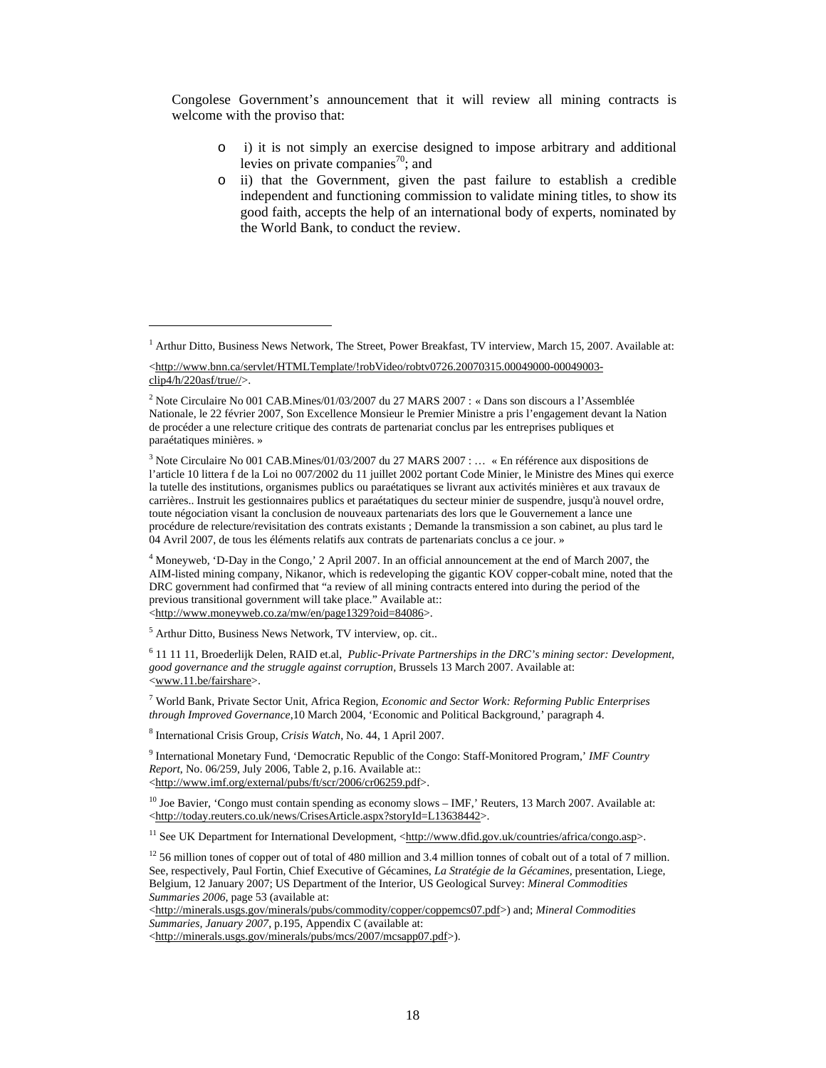Congolese Government's announcement that it will review all mining contracts is welcome with the proviso that:

- i) it is not simply an exercise designed to impose arbitrary and additional levies on private companies[70]; and
- ii) that the Government, given the past failure to establish a credible independent and functioning commission to validate mining titles, to show its good faith, accepts the help of an international body of experts, nominated by the World Bank, to conduct the review.

---

[1] Arthur Ditto, Business News Network, The Street, Power Breakfast, TV interview, March 15, 2007. Available at: <http://www.bnn.ca/servlet/HTMLTemplate/!robVideo/robtv0726.20070315.00049000-00049003-clip4/h/220asf/true//>.

[2] Note Circulaire No 001 CAB.Mines/01/03/2007 du 27 MARS 2007 : « Dans son discours a l'Assemblée Nationale, le 22 février 2007, Son Excellence Monsieur le Premier Ministre a pris l'engagement devant la Nation de procéder a une relecture critique des contrats de partenariat conclus par les entreprises publiques et paraétatiques minières. »

[3] Note Circulaire No 001 CAB.Mines/01/03/2007 du 27 MARS 2007 : … « En référence aux dispositions de l'article 10 littera f de la Loi no 007/2002 du 11 juillet 2002 portant Code Minier, le Ministre des Mines qui exerce la tutelle des institutions, organismes publics ou paraétatiques se livrant aux activités minières et aux travaux de carrières.. Instruit les gestionnaires publics et paraétatiques du secteur minier de suspendre, jusqu'à nouvel ordre, toute négociation visant la conclusion de nouveaux partenariats des lors que le Gouvernement a lance une procédure de relecture/revisitation des contrats existants ; Demande la transmission a son cabinet, au plus tard le 04 Avril 2007, de tous les éléments relatifs aux contrats de partenariats conclus a ce jour. »

[4] Moneyweb, 'D-Day in the Congo,' 2 April 2007. In an official announcement at the end of March 2007, the AIM-listed mining company, Nikanor, which is redeveloping the gigantic KOV copper-cobalt mine, noted that the DRC government had confirmed that "a review of all mining contracts entered into during the period of the previous transitional government will take place." Available at:: <http://www.moneyweb.co.za/mw/en/page1329?oid=84086>.

[5] Arthur Ditto, Business News Network, TV interview, op. cit..

[6] 11 11 11, Broederlijk Delen, RAID et.al, *Public-Private Partnerships in the DRC's mining sector: Development, good governance and the struggle against corruption*, Brussels 13 March 2007. Available at: <www.11.be/fairshare>.

[7] World Bank, Private Sector Unit, Africa Region, *Economic and Sector Work: Reforming Public Enterprises through Improved Governance*,10 March 2004, 'Economic and Political Background,' paragraph 4.

[8] International Crisis Group, *Crisis Watch*, No. 44, 1 April 2007.

[9] International Monetary Fund, 'Democratic Republic of the Congo: Staff-Monitored Program,' *IMF Country Report*, No. 06/259, July 2006, Table 2, p.16. Available at:: <http://www.imf.org/external/pubs/ft/scr/2006/cr06259.pdf>.

[10] Joe Bavier, 'Congo must contain spending as economy slows – IMF,' Reuters, 13 March 2007. Available at: <http://today.reuters.co.uk/news/CrisesArticle.aspx?storyId=L13638442>.

[11] See UK Department for International Development, <http://www.dfid.gov.uk/countries/africa/congo.asp>.

[12] 56 million tones of copper out of total of 480 million and 3.4 million tonnes of cobalt out of a total of 7 million. See, respectively, Paul Fortin, Chief Executive of Gécamines, *La Stratégie de la Gécamines*, presentation, Liege, Belgium, 12 January 2007; US Department of the Interior, US Geological Survey: *Mineral Commodities Summaries 2006*, page 53 (available at: <http://minerals.usgs.gov/minerals/pubs/commodity/copper/coppemcs07.pdf>) and; *Mineral Commodities Summaries, January 2007*, p.195, Appendix C (available at: <http://minerals.usgs.gov/minerals/pubs/mcs/2007/mcsapp07.pdf>).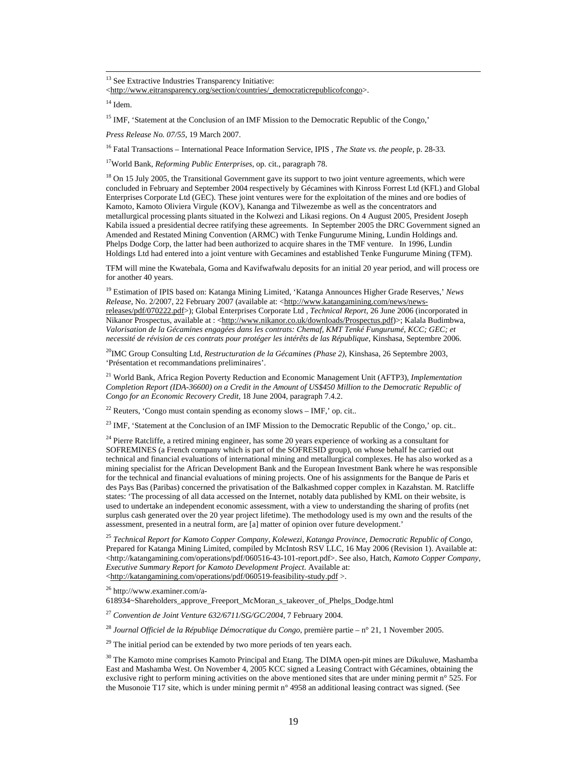[13] See Extractive Industries Transparency Initiative: <http://www.eitransparency.org/section/countries/_democraticrepublicofcongo>.

[14] Idem.

[15] IMF, 'Statement at the Conclusion of an IMF Mission to the Democratic Republic of the Congo,'

*Press Release No. 07/55*, 19 March 2007.

[16] Fatal Transactions – International Peace Information Service, IPIS , *The State vs. the people*, p. 28-33.

[17] World Bank, *Reforming Public Enterprises*, op. cit., paragraph 78.

[18] On 15 July 2005, the Transitional Government gave its support to two joint venture agreements, which were concluded in February and September 2004 respectively by Gécamines with Kinross Forrest Ltd (KFL) and Global Enterprises Corporate Ltd (GEC). These joint ventures were for the exploitation of the mines and ore bodies of Kamoto, Kamoto Oliviera Virgule (KOV), Kananga and Tilwezembe as well as the concentrators and metallurgical processing plants situated in the Kolwezi and Likasi regions. On 4 August 2005, President Joseph Kabila issued a presidential decree ratifying these agreements. In September 2005 the DRC Government signed an Amended and Restated Mining Convention (ARMC) with Tenke Fungurume Mining, Lundin Holdings and. Phelps Dodge Corp, the latter had been authorized to acquire shares in the TMF venture. In 1996, Lundin Holdings Ltd had entered into a joint venture with Gecamines and established Tenke Fungurume Mining (TFM).

TFM will mine the Kwatebala, Goma and Kavifwafwalu deposits for an initial 20 year period, and will process ore for another 40 years.

[19] Estimation of IPIS based on: Katanga Mining Limited, 'Katanga Announces Higher Grade Reserves,' *News Release*, No. 2/2007, 22 February 2007 (available at: <http://www.katangamining.com/news/news-releases/pdf/070222.pdf>); Global Enterprises Corporate Ltd , *Technical Report*, 26 June 2006 (incorporated in Nikanor Prospectus, available at : <http://www.nikanor.co.uk/downloads/Prospectus.pdf)>; Kalala Budimbwa, *Valorisation de la Gécamines engagées dans les contrats: Chemaf, KMT Tenké Fungurumé, KCC; GEC; et necessité de révision de ces contrats pour protéger les intérêts de las République*, Kinshasa, Septembre 2006.

[20] IMC Group Consulting Ltd, *Restructuration de la Gécamines (Phase 2)*, Kinshasa, 26 Septembre 2003, 'Présentation et recommandations preliminaires'.

[21] World Bank, Africa Region Poverty Reduction and Economic Management Unit (AFTP3), *Implementation Completion Report (IDA-36600) on a Credit in the Amount of US$450 Million to the Democratic Republic of Congo for an Economic Recovery Credit*, 18 June 2004, paragraph 7.4.2.

[22] Reuters, 'Congo must contain spending as economy slows – IMF,' op. cit..

[23] IMF, 'Statement at the Conclusion of an IMF Mission to the Democratic Republic of the Congo,' op. cit..

[24] Pierre Ratcliffe, a retired mining engineer, has some 20 years experience of working as a consultant for SOFREMINES (a French company which is part of the SOFRESID group), on whose behalf he carried out technical and financial evaluations of international mining and metallurgical complexes. He has also worked as a mining specialist for the African Development Bank and the European Investment Bank where he was responsible for the technical and financial evaluations of mining projects. One of his assignments for the Banque de Paris et des Pays Bas (Paribas) concerned the privatisation of the Balkashmed copper complex in Kazahstan. M. Ratcliffe states: 'The processing of all data accessed on the Internet, notably data published by KML on their website, is used to undertake an independent economic assessment, with a view to understanding the sharing of profits (net surplus cash generated over the 20 year project lifetime). The methodology used is my own and the results of the assessment, presented in a neutral form, are [a] matter of opinion over future development.'

[25] *Technical Report for Kamoto Copper Company, Kolewezi, Katanga Province, Democratic Republic of Congo*, Prepared for Katanga Mining Limited, compiled by McIntosh RSV LLC, 16 May 2006 (Revision 1). Available at: <http://katangamining.com/operations/pdf/060516-43-101-report.pdf>. See also, Hatch, *Kamoto Copper Company, Executive Summary Report for Kamoto Development Project*. Available at: <http://katangamining.com/operations/pdf/060519-feasibility-study.pdf >.

[26] http://www.examiner.com/a-618934~Shareholders_approve_Freeport_McMoran_s_takeover_of_Phelps_Dodge.html

[27] *Convention de Joint Venture 632/6711/SG/GC/2004*, 7 February 2004.

[28] *Journal Officiel de la Républiqe Démocratique du Congo*, première partie – n° 21, 1 November 2005.

[29] The initial period can be extended by two more periods of ten years each.

[30] The Kamoto mine comprises Kamoto Principal and Etang. The DIMA open-pit mines are Dikuluwe, Mashamba East and Mashamba West. On November 4, 2005 KCC signed a Leasing Contract with Gécamines, obtaining the exclusive right to perform mining activities on the above mentioned sites that are under mining permit n° 525. For the Musonoie T17 site, which is under mining permit n° 4958 an additional leasing contract was signed. (See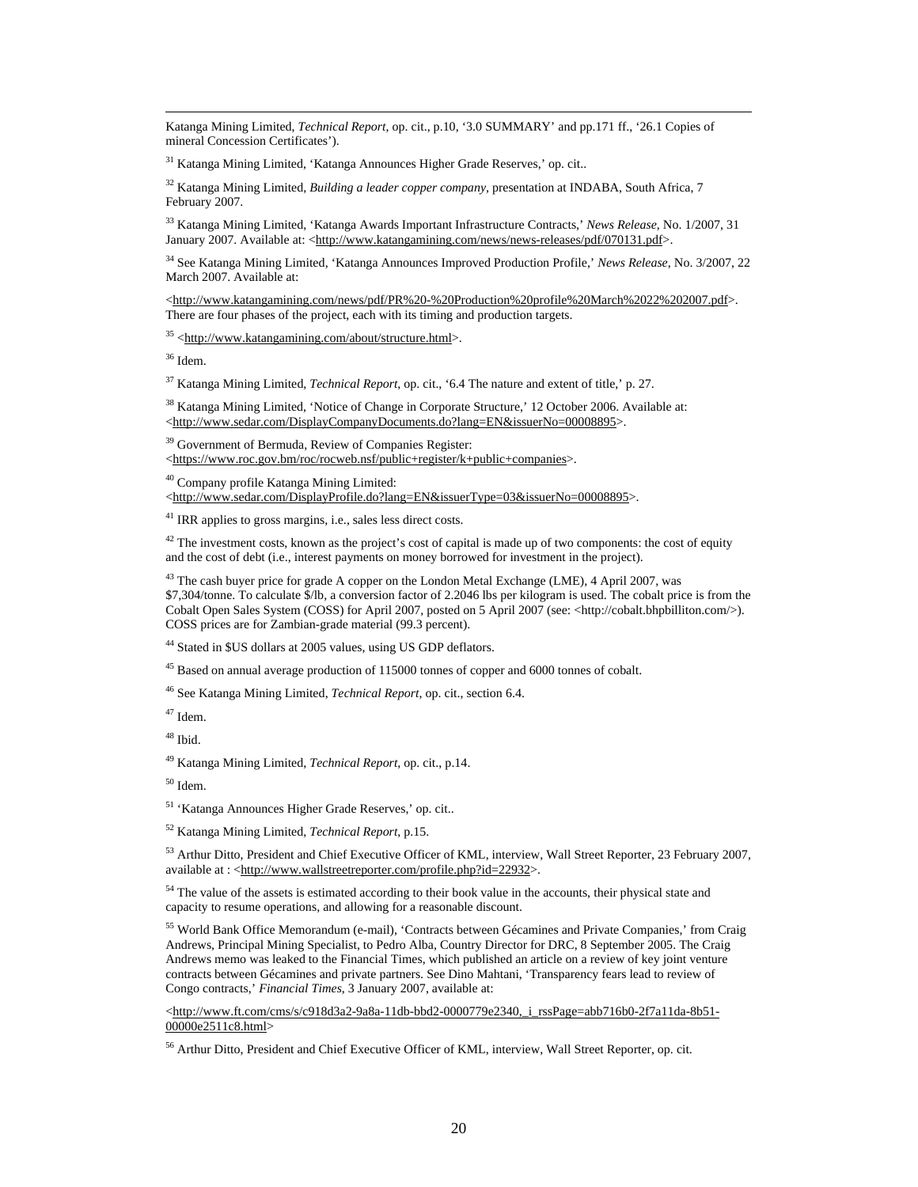Katanga Mining Limited, *Technical Report*, op. cit., p.10, '3.0 SUMMARY' and pp.171 ff., '26.1 Copies of mineral Concession Certificates').

[31] Katanga Mining Limited, 'Katanga Announces Higher Grade Reserves,' op. cit..

[32] Katanga Mining Limited, *Building a leader copper company*, presentation at INDABA, South Africa, 7 February 2007.

[33] Katanga Mining Limited, 'Katanga Awards Important Infrastructure Contracts,' *News Release*, No. 1/2007, 31 January 2007. Available at: <http://www.katangamining.com/news/news-releases/pdf/070131.pdf>.

[34] See Katanga Mining Limited, 'Katanga Announces Improved Production Profile,' *News Release*, No. 3/2007, 22 March 2007. Available at:

<http://www.katangamining.com/news/pdf/PR%20-%20Production%20profile%20March%2022%202007.pdf>. There are four phases of the project, each with its timing and production targets.

[35] <http://www.katangamining.com/about/structure.html>.

[36] Idem.

[37] Katanga Mining Limited, *Technical Report*, op. cit., '6.4 The nature and extent of title,' p. 27.

[38] Katanga Mining Limited, 'Notice of Change in Corporate Structure,' 12 October 2006. Available at: <http://www.sedar.com/DisplayCompanyDocuments.do?lang=EN&issuerNo=00008895>.

[39] Government of Bermuda, Review of Companies Register: <https://www.roc.gov.bm/roc/rocweb.nsf/public+register/k+public+companies>.

[40] Company profile Katanga Mining Limited: <http://www.sedar.com/DisplayProfile.do?lang=EN&issuerType=03&issuerNo=00008895>.

[41] IRR applies to gross margins, i.e., sales less direct costs.

[42] The investment costs, known as the project's cost of capital is made up of two components: the cost of equity and the cost of debt (i.e., interest payments on money borrowed for investment in the project).

[43] The cash buyer price for grade A copper on the London Metal Exchange (LME), 4 April 2007, was $7,304/tonne. To calculate $/lb, a conversion factor of 2.2046 lbs per kilogram is used. The cobalt price is from the Cobalt Open Sales System (COSS) for April 2007, posted on 5 April 2007 (see: <http://cobalt.bhpbilliton.com/>). COSS prices are for Zambian-grade material (99.3 percent).

[44] Stated in $US dollars at 2005 values, using US GDP deflators.

[45] Based on annual average production of 115000 tonnes of copper and 6000 tonnes of cobalt.

[46] See Katanga Mining Limited, *Technical Report*, op. cit., section 6.4.

[47] Idem.

[48] Ibid.

[49] Katanga Mining Limited, *Technical Report*, op. cit., p.14.

[50] Idem.

[51] 'Katanga Announces Higher Grade Reserves,' op. cit..

[52] Katanga Mining Limited, *Technical Report*, p.15.

[53] Arthur Ditto, President and Chief Executive Officer of KML, interview, Wall Street Reporter, 23 February 2007, available at : <http://www.wallstreetreporter.com/profile.php?id=22932>.

[54] The value of the assets is estimated according to their book value in the accounts, their physical state and capacity to resume operations, and allowing for a reasonable discount.

[55] World Bank Office Memorandum (e-mail), 'Contracts between Gécamines and Private Companies,' from Craig Andrews, Principal Mining Specialist, to Pedro Alba, Country Director for DRC, 8 September 2005. The Craig Andrews memo was leaked to the Financial Times, which published an article on a review of key joint venture contracts between Gécamines and private partners. See Dino Mahtani, 'Transparency fears lead to review of Congo contracts,' *Financial Times*, 3 January 2007, available at:

<http://www.ft.com/cms/s/c918d3a2-9a8a-11db-bbd2-0000779e2340,_i_rssPage=abb716b0-2f7a11da-8b51-00000e2511c8.html>

[56] Arthur Ditto, President and Chief Executive Officer of KML, interview, Wall Street Reporter, op. cit.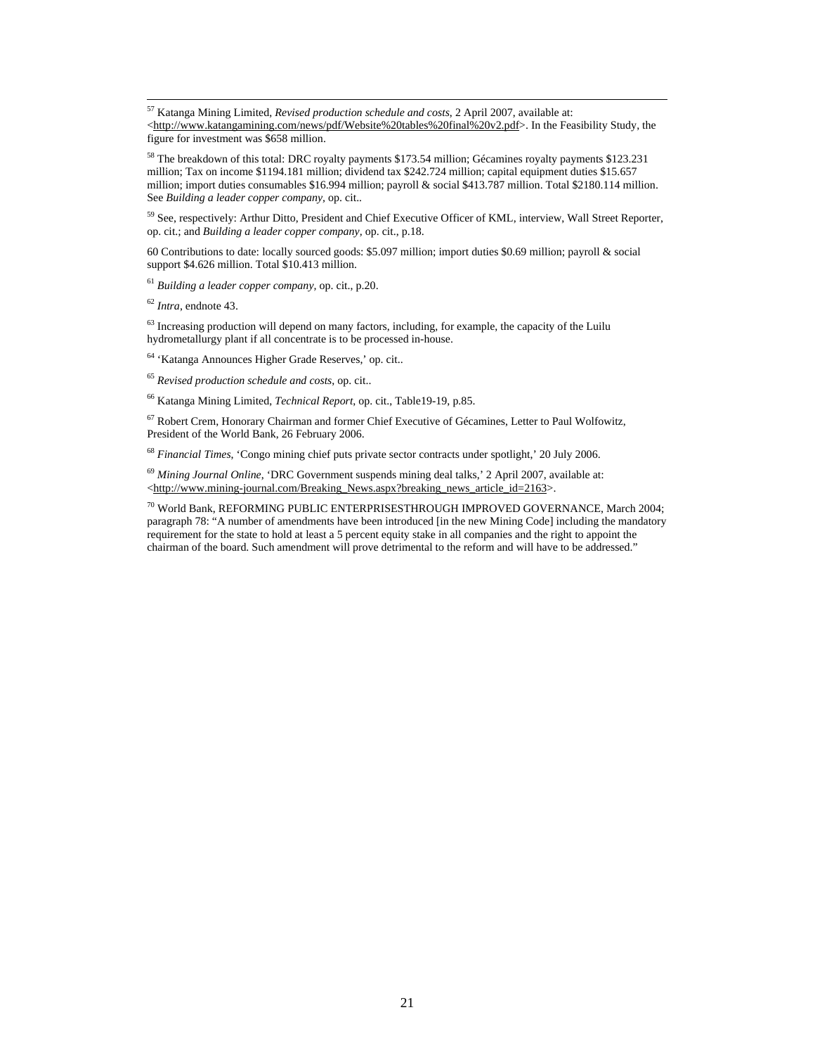[57] Katanga Mining Limited, *Revised production schedule and costs*, 2 April 2007, available at: <http://www.katangamining.com/news/pdf/Website%20tables%20final%20v2.pdf>. In the Feasibility Study, the figure for investment was $658 million.

[58] The breakdown of this total: DRC royalty payments $173.54 million; Gécamines royalty payments $123.231 million; Tax on income $1194.181 million; dividend tax $242.724 million; capital equipment duties $15.657 million; import duties consumables $16.994 million; payroll & social $413.787 million. Total $2180.114 million. See *Building a leader copper company*, op. cit..

[59] See, respectively: Arthur Ditto, President and Chief Executive Officer of KML, interview, Wall Street Reporter, op. cit.; and *Building a leader copper company*, op. cit., p.18.

60 Contributions to date: locally sourced goods: $5.097 million; import duties $0.69 million; payroll & social support $4.626 million. Total $10.413 million.

[61] *Building a leader copper company*, op. cit., p.20.

[62] *Intra*, endnote 43.

[63] Increasing production will depend on many factors, including, for example, the capacity of the Luilu hydrometallurgy plant if all concentrate is to be processed in-house.

[64] 'Katanga Announces Higher Grade Reserves,' op. cit..

[65] *Revised production schedule and costs*, op. cit..

[66] Katanga Mining Limited, *Technical Report*, op. cit., Table19-19, p.85.

[67] Robert Crem, Honorary Chairman and former Chief Executive of Gécamines, Letter to Paul Wolfowitz, President of the World Bank, 26 February 2006.

[68] *Financial Times*, 'Congo mining chief puts private sector contracts under spotlight,' 20 July 2006.

[69] *Mining Journal Online*, 'DRC Government suspends mining deal talks,' 2 April 2007, available at: <http://www.mining-journal.com/Breaking_News.aspx?breaking_news_article_id=2163>.

[70] World Bank, REFORMING PUBLIC ENTERPRISESTHROUGH IMPROVED GOVERNANCE, March 2004; paragraph 78: "A number of amendments have been introduced [in the new Mining Code] including the mandatory requirement for the state to hold at least a 5 percent equity stake in all companies and the right to appoint the chairman of the board. Such amendment will prove detrimental to the reform and will have to be addressed."